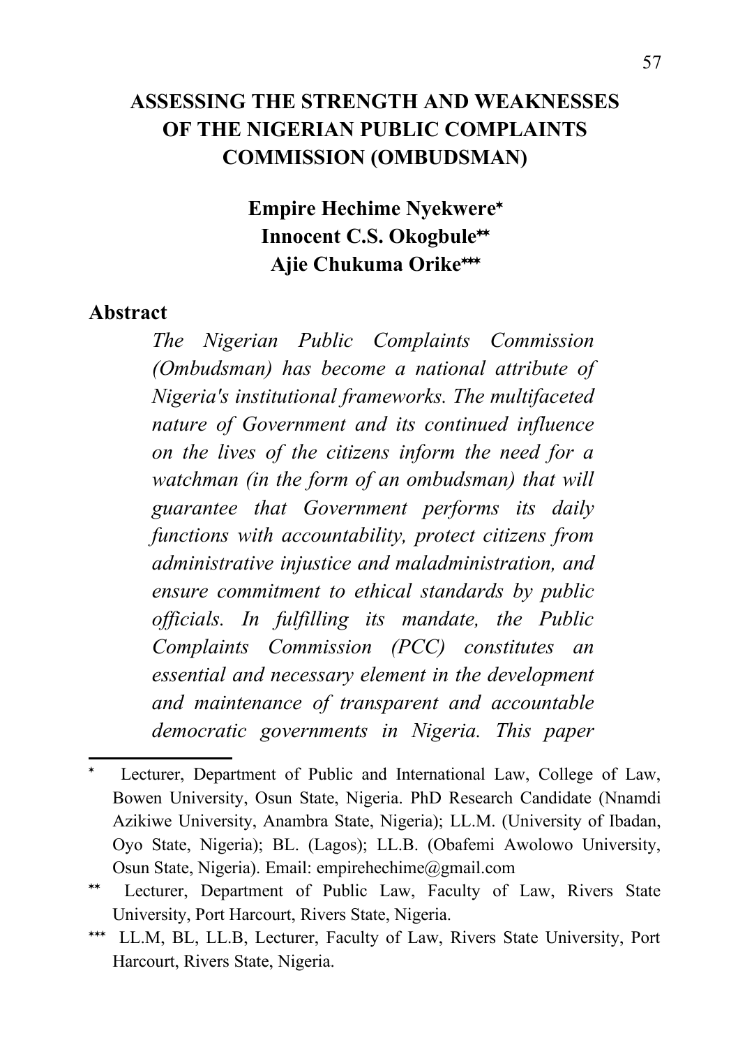# ASSESSING THE STRENGTH AND WEAKNESSES OF THE NIGERIAN PUBLIC COMPLAINTS COMMISSION (OMBUDSMAN)

**Empire Hechime Nyekwere***
**Innocent C.S. Okogbule****
**Ajie Chukuma Orike*****

## Abstract

*The Nigerian Public Complaints Commission (Ombudsman) has become a national attribute of Nigeria's institutional frameworks. The multifaceted nature of Government and its continued influence on the lives of the citizens inform the need for a watchman (in the form of an ombudsman) that will guarantee that Government performs its daily functions with accountability, protect citizens from administrative injustice and maladministration, and ensure commitment to ethical standards by public officials. In fulfilling its mandate, the Public Complaints Commission (PCC) constitutes an essential and necessary element in the development and maintenance of transparent and accountable democratic governments in Nigeria. This paper*

---

\* Lecturer, Department of Public and International Law, College of Law, Bowen University, Osun State, Nigeria. PhD Research Candidate (Nnamdi Azikiwe University, Anambra State, Nigeria); LL.M. (University of Ibadan, Oyo State, Nigeria); BL. (Lagos); LL.B. (Obafemi Awolowo University, Osun State, Nigeria). Email: empirehechime@gmail.com

\*\* Lecturer, Department of Public Law, Faculty of Law, Rivers State University, Port Harcourt, Rivers State, Nigeria.

\*\*\* LL.M, BL, LL.B, Lecturer, Faculty of Law, Rivers State University, Port Harcourt, Rivers State, Nigeria.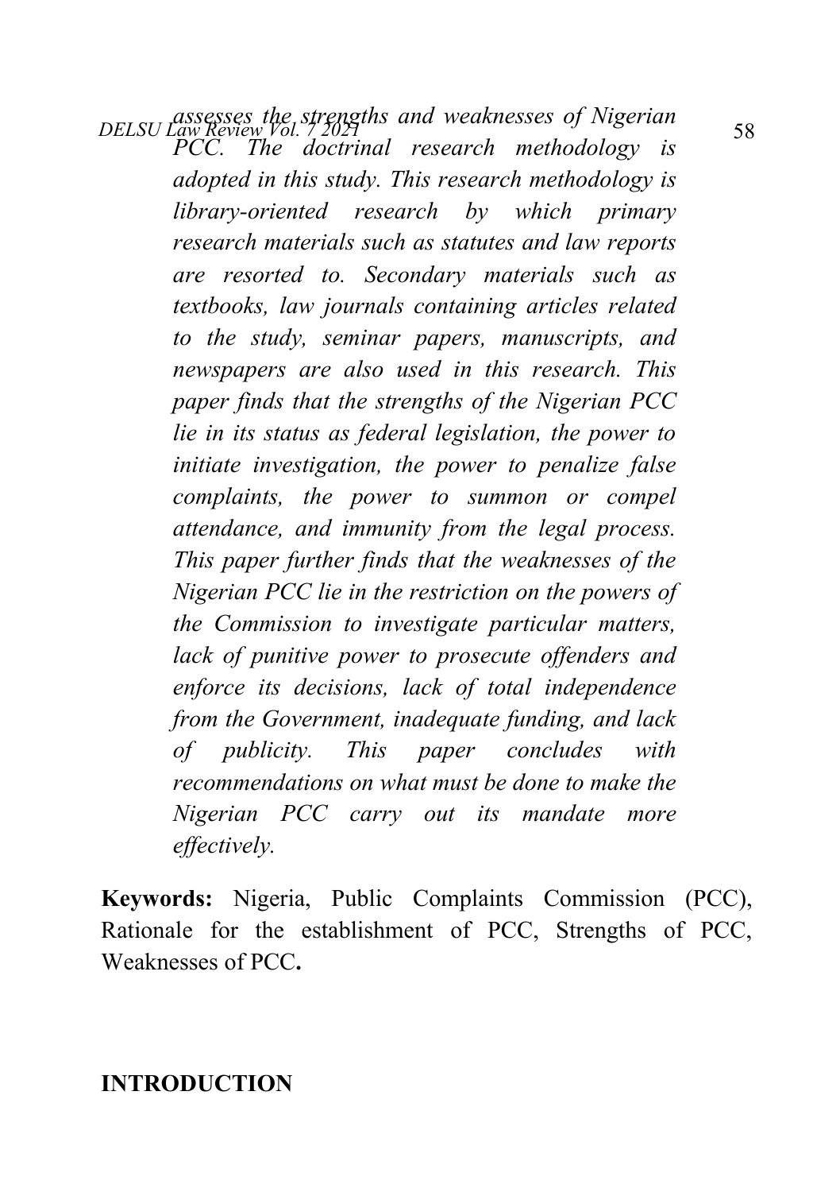*assesses the strengths and weaknesses of Nigerian PCC. The doctrinal research methodology is adopted in this study. This research methodology is library-oriented research by which primary research materials such as statutes and law reports are resorted to. Secondary materials such as textbooks, law journals containing articles related to the study, seminar papers, manuscripts, and newspapers are also used in this research. This paper finds that the strengths of the Nigerian PCC lie in its status as federal legislation, the power to initiate investigation, the power to penalize false complaints, the power to summon or compel attendance, and immunity from the legal process. This paper further finds that the weaknesses of the Nigerian PCC lie in the restriction on the powers of the Commission to investigate particular matters, lack of punitive power to prosecute offenders and enforce its decisions, lack of total independence from the Government, inadequate funding, and lack of publicity. This paper concludes with recommendations on what must be done to make the Nigerian PCC carry out its mandate more effectively.*

**Keywords:** Nigeria, Public Complaints Commission (PCC), Rationale for the establishment of PCC, Strengths of PCC, Weaknesses of PCC**.**

## INTRODUCTION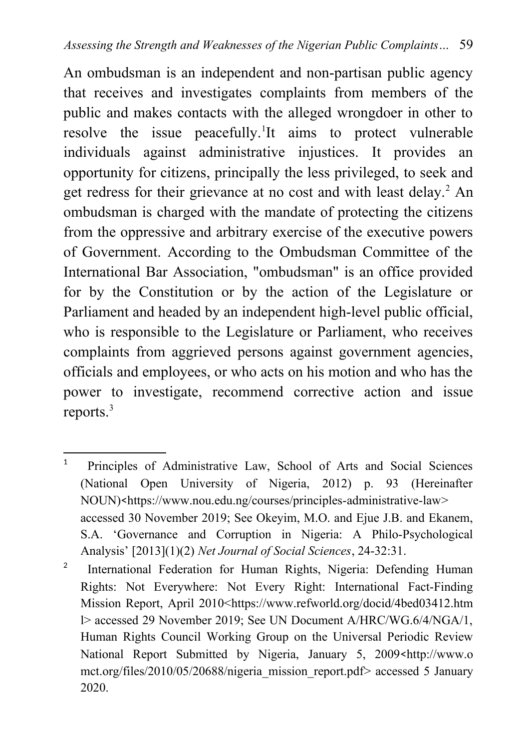An ombudsman is an independent and non-partisan public agency that receives and investigates complaints from members of the public and makes contacts with the alleged wrongdoer in other to resolve the issue peacefully.[1]It aims to protect vulnerable individuals against administrative injustices. It provides an opportunity for citizens, principally the less privileged, to seek and get redress for their grievance at no cost and with least delay.[2] An ombudsman is charged with the mandate of protecting the citizens from the oppressive and arbitrary exercise of the executive powers of Government. According to the Ombudsman Committee of the International Bar Association, "ombudsman" is an office provided for by the Constitution or by the action of the Legislature or Parliament and headed by an independent high-level public official, who is responsible to the Legislature or Parliament, who receives complaints from aggrieved persons against government agencies, officials and employees, or who acts on his motion and who has the power to investigate, recommend corrective action and issue reports.[3]

---

[1] Principles of Administrative Law, School of Arts and Social Sciences (National Open University of Nigeria, 2012) p. 93 (Hereinafter NOUN)<https://www.nou.edu.ng/courses/principles-administrative-law> accessed 30 November 2019; See Okeyim, M.O. and Ejue J.B. and Ekanem, S.A. 'Governance and Corruption in Nigeria: A Philo-Psychological Analysis' [2013](1)(2) *Net Journal of Social Sciences*, 24-32:31.

[2] International Federation for Human Rights, Nigeria: Defending Human Rights: Not Everywhere: Not Every Right: International Fact-Finding Mission Report, April 2010<https://www.refworld.org/docid/4bed03412.html> accessed 29 November 2019; See UN Document A/HRC/WG.6/4/NGA/1, Human Rights Council Working Group on the Universal Periodic Review National Report Submitted by Nigeria, January 5, 2009<http://www.omct.org/files/2010/05/20688/nigeria_mission_report.pdf> accessed 5 January 2020.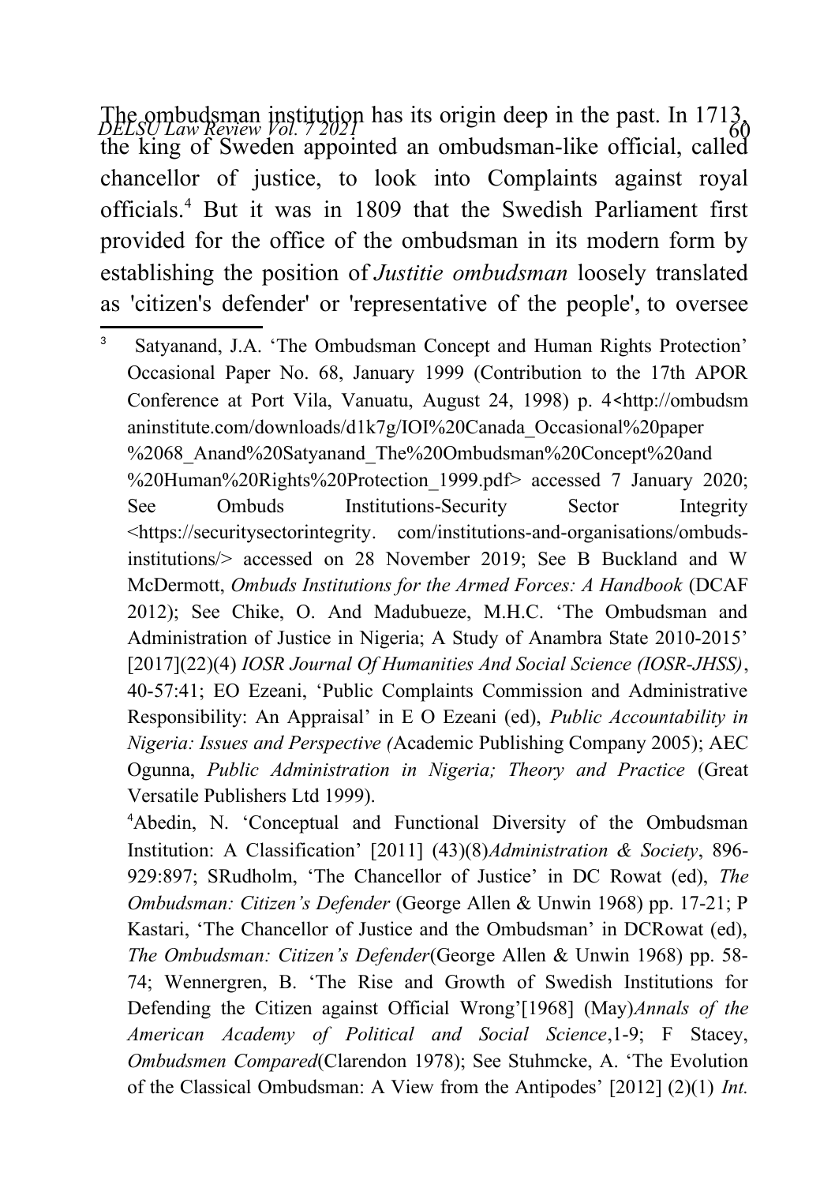The ombudsman institution has its origin deep in the past. In 1713, the king of Sweden appointed an ombudsman-like official, called chancellor of justice, to look into Complaints against royal officials.[4] But it was in 1809 that the Swedish Parliament first provided for the office of the ombudsman in its modern form by establishing the position of *Justitie ombudsman* loosely translated as 'citizen's defender' or 'representative of the people', to oversee

---

[3] Satyanand, J.A. 'The Ombudsman Concept and Human Rights Protection' Occasional Paper No. 68, January 1999 (Contribution to the 17th APOR Conference at Port Vila, Vanuatu, August 24, 1998) p. 4<http://ombudsmaninstitute.com/downloads/d1k7g/IOI%20Canada_Occasional%20paper%2068_Anand%20Satyanand_The%20Ombudsman%20Concept%20and%20Human%20Rights%20Protection_1999.pdf> accessed 7 January 2020; See Ombuds Institutions-Security Sector Integrity <https://securitysectorintegrity. com/institutions-and-organisations/ombuds-institutions/> accessed on 28 November 2019; See B Buckland and W McDermott, *Ombuds Institutions for the Armed Forces: A Handbook* (DCAF 2012); See Chike, O. And Madubueze, M.H.C. 'The Ombudsman and Administration of Justice in Nigeria; A Study of Anambra State 2010-2015' [2017](22)(4) *IOSR Journal Of Humanities And Social Science (IOSR-JHSS)*, 40-57:41; EO Ezeani, 'Public Complaints Commission and Administrative Responsibility: An Appraisal' in E O Ezeani (ed), *Public Accountability in Nigeria: Issues and Perspective (*Academic Publishing Company 2005); AEC Ogunna, *Public Administration in Nigeria; Theory and Practice* (Great Versatile Publishers Ltd 1999).

[4] Abedin, N. 'Conceptual and Functional Diversity of the Ombudsman Institution: A Classification' [2011] (43)(8)*Administration & Society*, 896-929:897; SRudholm, 'The Chancellor of Justice' in DC Rowat (ed), *The Ombudsman: Citizen's Defender* (George Allen & Unwin 1968) pp. 17-21; P Kastari, 'The Chancellor of Justice and the Ombudsman' in DCRowat (ed), *The Ombudsman: Citizen's Defender*(George Allen & Unwin 1968) pp. 58-74; Wennergren, B. 'The Rise and Growth of Swedish Institutions for Defending the Citizen against Official Wrong'[1968] (May)*Annals of the American Academy of Political and Social Science*,1-9; F Stacey, *Ombudsmen Compared*(Clarendon 1978); See Stuhmcke, A. 'The Evolution of the Classical Ombudsman: A View from the Antipodes' [2012] (2)(1) *Int.*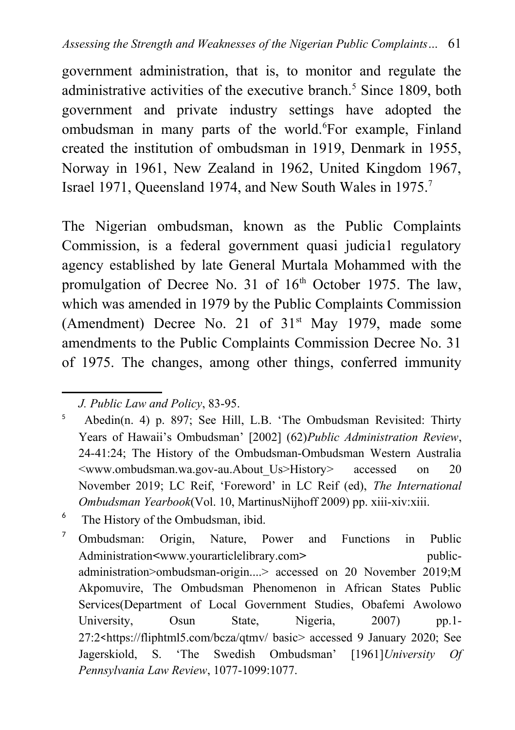government administration, that is, to monitor and regulate the administrative activities of the executive branch.[5] Since 1809, both government and private industry settings have adopted the ombudsman in many parts of the world.[6]For example, Finland created the institution of ombudsman in 1919, Denmark in 1955, Norway in 1961, New Zealand in 1962, United Kingdom 1967, Israel 1971, Queensland 1974, and New South Wales in 1975.[7]

The Nigerian ombudsman, known as the Public Complaints Commission, is a federal government quasi judicia1 regulatory agency established by late General Murtala Mohammed with the promulgation of Decree No. 31 of 16th October 1975. The law, which was amended in 1979 by the Public Complaints Commission (Amendment) Decree No. 21 of 31st May 1979, made some amendments to the Public Complaints Commission Decree No. 31 of 1975. The changes, among other things, conferred immunity

---

*J. Public Law and Policy*, 83-95.

[5] Abedin(n. 4) p. 897; See Hill, L.B. 'The Ombudsman Revisited: Thirty Years of Hawaii's Ombudsman' [2002] (62)*Public Administration Review*, 24-41:24; The History of the Ombudsman-Ombudsman Western Australia <www.ombudsman.wa.gov-au.About_Us>History> accessed on 20 November 2019; LC Reif, 'Foreword' in LC Reif (ed), *The International Ombudsman Yearbook*(Vol. 10, MartinusNijhoff 2009) pp. xiii-xiv:xiii.

[6] The History of the Ombudsman, ibid.

[7] Ombudsman: Origin, Nature, Power and Functions in Public Administration<www.yourarticlelibrary.com> public-administration>ombudsman-origin....> accessed on 20 November 2019;M Akpomuvire, The Ombudsman Phenomenon in African States Public Services(Department of Local Government Studies, Obafemi Awolowo University, Osun State, Nigeria, 2007) pp.1-27:2<https://fliphtml5.com/bcza/qtmv/ basic> accessed 9 January 2020; See Jagerskiold, S. 'The Swedish Ombudsman' [1961]*University Of Pennsylvania Law Review*, 1077-1099:1077.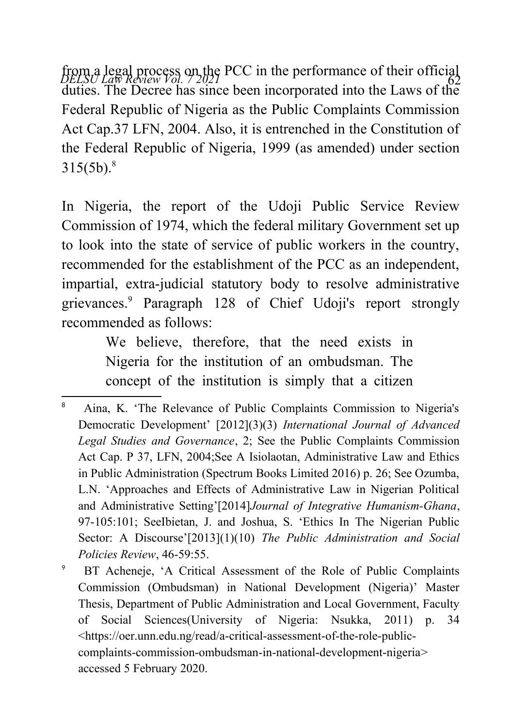from a legal process on the PCC in the performance of their official duties. The Decree has since been incorporated into the Laws of the Federal Republic of Nigeria as the Public Complaints Commission Act Cap.37 LFN, 2004. Also, it is entrenched in the Constitution of the Federal Republic of Nigeria, 1999 (as amended) under section 315(5b).[8]

In Nigeria, the report of the Udoji Public Service Review Commission of 1974, which the federal military Government set up to look into the state of service of public workers in the country, recommended for the establishment of the PCC as an independent, impartial, extra-judicial statutory body to resolve administrative grievances.[9] Paragraph 128 of Chief Udoji's report strongly recommended as follows:

> We believe, therefore, that the need exists in Nigeria for the institution of an ombudsman. The concept of the institution is simply that a citizen

---

[8] Aina, K. 'The Relevance of Public Complaints Commission to Nigeria's Democratic Development' [2012](3)(3) *International Journal of Advanced Legal Studies and Governance*, 2; See the Public Complaints Commission Act Cap. P 37, LFN, 2004;See A Isiolaotan, Administrative Law and Ethics in Public Administration (Spectrum Books Limited 2016) p. 26; See Ozumba, L.N. 'Approaches and Effects of Administrative Law in Nigerian Political and Administrative Setting'[2014]*Journal of Integrative Humanism-Ghana*, 97-105:101; SeeIbietan, J. and Joshua, S. 'Ethics In The Nigerian Public Sector: A Discourse'[2013](1)(10) *The Public Administration and Social Policies Review*, 46-59:55.

[9] BT Acheneje, 'A Critical Assessment of the Role of Public Complaints Commission (Ombudsman) in National Development (Nigeria)' Master Thesis, Department of Public Administration and Local Government, Faculty of Social Sciences(University of Nigeria: Nsukka, 2011) p. 34 <https://oer.unn.edu.ng/read/a-critical-assessment-of-the-role-public-complaints-commission-ombudsman-in-national-development-nigeria> accessed 5 February 2020.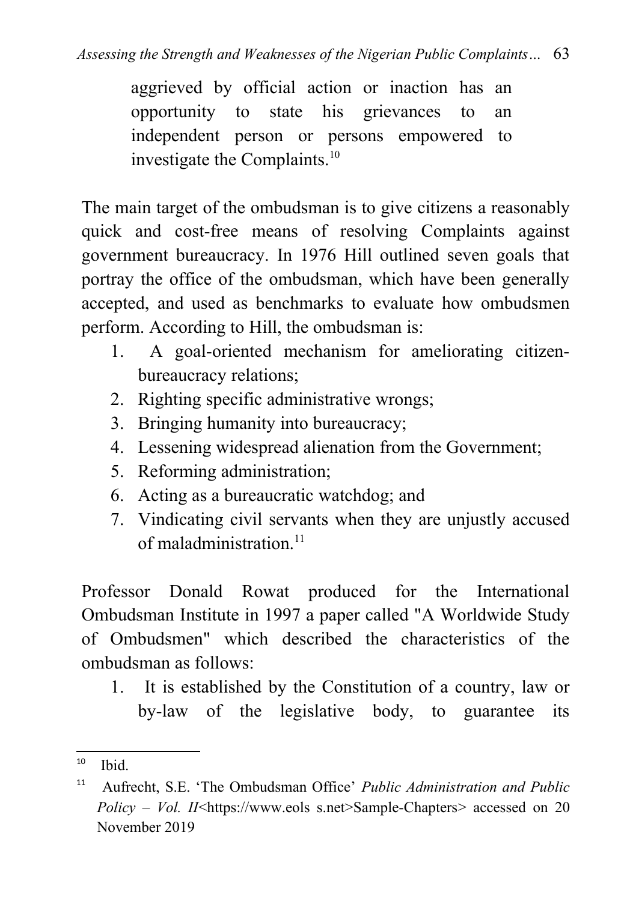aggrieved by official action or inaction has an opportunity to state his grievances to an independent person or persons empowered to investigate the Complaints.[10]

The main target of the ombudsman is to give citizens a reasonably quick and cost-free means of resolving Complaints against government bureaucracy. In 1976 Hill outlined seven goals that portray the office of the ombudsman, which have been generally accepted, and used as benchmarks to evaluate how ombudsmen perform. According to Hill, the ombudsman is:

1. A goal-oriented mechanism for ameliorating citizen-bureaucracy relations;
2. Righting specific administrative wrongs;
3. Bringing humanity into bureaucracy;
4. Lessening widespread alienation from the Government;
5. Reforming administration;
6. Acting as a bureaucratic watchdog; and
7. Vindicating civil servants when they are unjustly accused of maladministration.[11]

Professor Donald Rowat produced for the International Ombudsman Institute in 1997 a paper called "A Worldwide Study of Ombudsmen" which described the characteristics of the ombudsman as follows:

1. It is established by the Constitution of a country, law or by-law of the legislative body, to guarantee its

---

[10] Ibid.

[11] Aufrecht, S.E. 'The Ombudsman Office' *Public Administration and Public Policy – Vol. II*<https://www.eols s.net>Sample-Chapters> accessed on 20 November 2019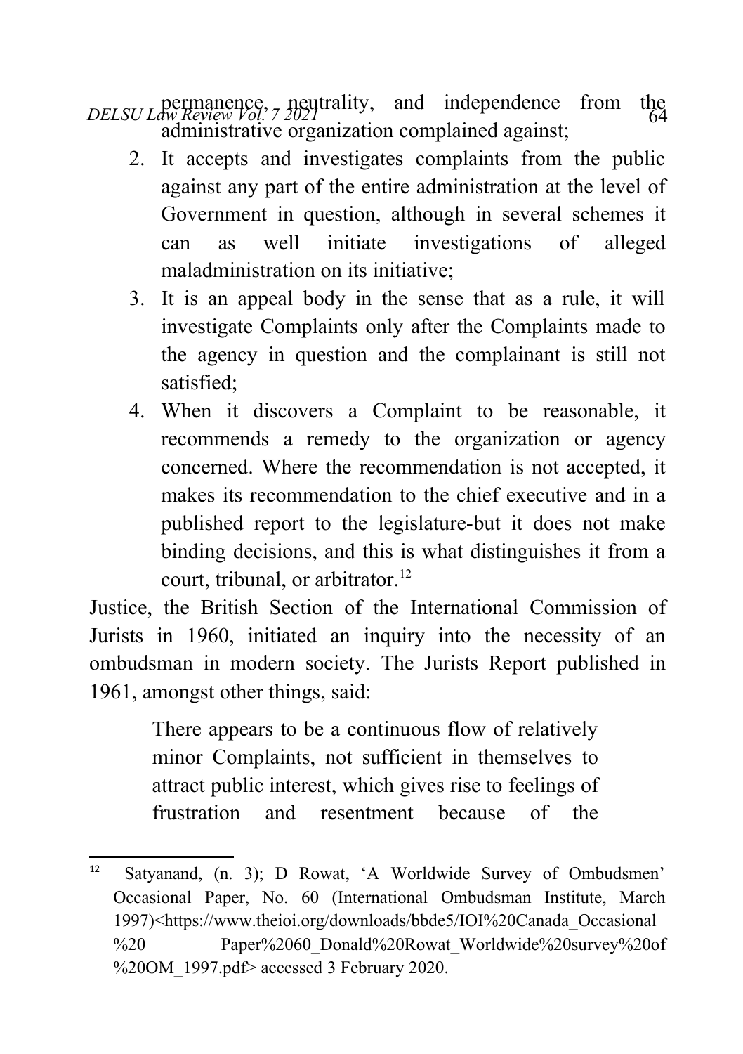permanence, neutrality, and independence from the administrative organization complained against;

2. It accepts and investigates complaints from the public against any part of the entire administration at the level of Government in question, although in several schemes it can as well initiate investigations of alleged maladministration on its initiative;
3. It is an appeal body in the sense that as a rule, it will investigate Complaints only after the Complaints made to the agency in question and the complainant is still not satisfied;
4. When it discovers a Complaint to be reasonable, it recommends a remedy to the organization or agency concerned. Where the recommendation is not accepted, it makes its recommendation to the chief executive and in a published report to the legislature-but it does not make binding decisions, and this is what distinguishes it from a court, tribunal, or arbitrator.[12]

Justice, the British Section of the International Commission of Jurists in 1960, initiated an inquiry into the necessity of an ombudsman in modern society. The Jurists Report published in 1961, amongst other things, said:

> There appears to be a continuous flow of relatively minor Complaints, not sufficient in themselves to attract public interest, which gives rise to feelings of frustration and resentment because of the

---

[12] Satyanand, (n. 3); D Rowat, 'A Worldwide Survey of Ombudsmen' Occasional Paper, No. 60 (International Ombudsman Institute, March 1997)<https://www.theioi.org/downloads/bbde5/IOI%20Canada_Occasional%20 Paper%2060_Donald%20Rowat_Worldwide%20survey%20of%20OM_1997.pdf> accessed 3 February 2020.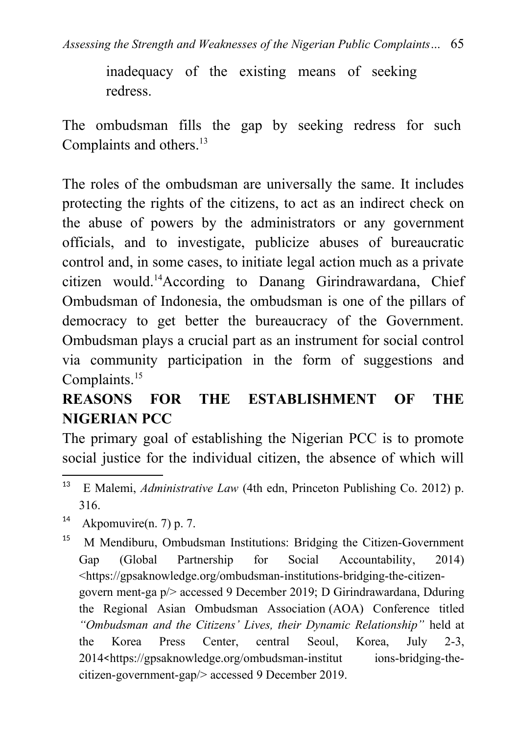inadequacy of the existing means of seeking redress.

The ombudsman fills the gap by seeking redress for such Complaints and others.[13]

The roles of the ombudsman are universally the same. It includes protecting the rights of the citizens, to act as an indirect check on the abuse of powers by the administrators or any government officials, and to investigate, publicize abuses of bureaucratic control and, in some cases, to initiate legal action much as a private citizen would.[14]According to Danang Girindrawardana, Chief Ombudsman of Indonesia, the ombudsman is one of the pillars of democracy to get better the bureaucracy of the Government. Ombudsman plays a crucial part as an instrument for social control via community participation in the form of suggestions and Complaints.[15]

## REASONS FOR THE ESTABLISHMENT OF THE NIGERIAN PCC

The primary goal of establishing the Nigerian PCC is to promote social justice for the individual citizen, the absence of which will

---

[13] E Malemi, *Administrative Law* (4th edn, Princeton Publishing Co. 2012) p. 316.

[14] Akpomuvire(n. 7) p. 7.

[15] M Mendiburu, Ombudsman Institutions: Bridging the Citizen-Government Gap (Global Partnership for Social Accountability, 2014) <https://gpsaknowledge.org/ombudsman-institutions-bridging-the-citizen-govern ment-ga p/> accessed 9 December 2019; D Girindrawardana, Dduring the Regional Asian Ombudsman Association (AOA) Conference titled *"Ombudsman and the Citizens' Lives, their Dynamic Relationship"* held at the Korea Press Center, central Seoul, Korea, July 2-3, 2014<https://gpsaknowledge.org/ombudsman-institut ions-bridging-the-citizen-government-gap/> accessed 9 December 2019.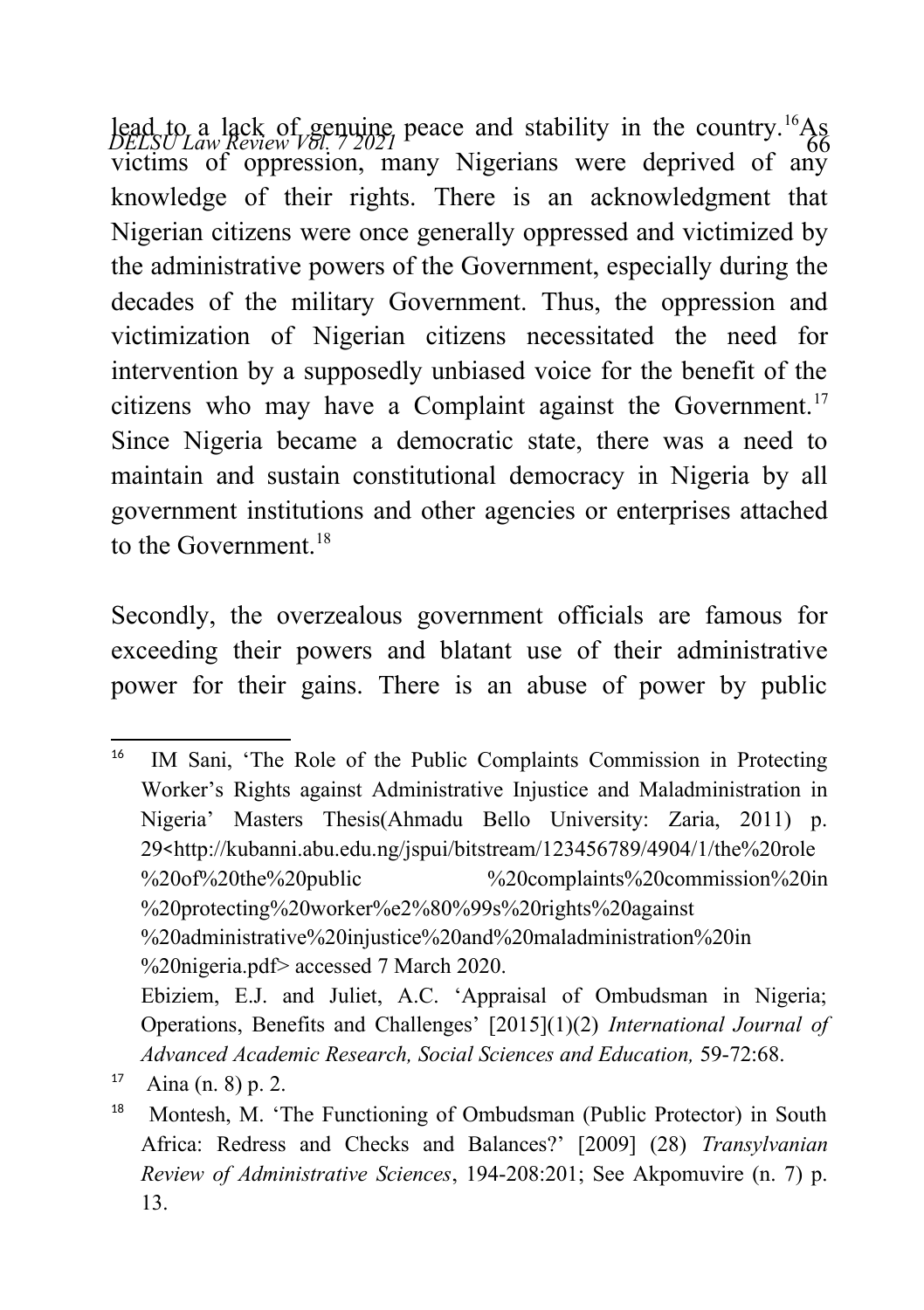lead to a lack of genuine peace and stability in the country.[16] As victims of oppression, many Nigerians were deprived of any knowledge of their rights. There is an acknowledgment that Nigerian citizens were once generally oppressed and victimized by the administrative powers of the Government, especially during the decades of the military Government. Thus, the oppression and victimization of Nigerian citizens necessitated the need for intervention by a supposedly unbiased voice for the benefit of the citizens who may have a Complaint against the Government.[17] Since Nigeria became a democratic state, there was a need to maintain and sustain constitutional democracy in Nigeria by all government institutions and other agencies or enterprises attached to the Government.[18]

Secondly, the overzealous government officials are famous for exceeding their powers and blatant use of their administrative power for their gains. There is an abuse of power by public

---

[16] IM Sani, 'The Role of the Public Complaints Commission in Protecting Worker's Rights against Administrative Injustice and Maladministration in Nigeria' Masters Thesis(Ahmadu Bello University: Zaria, 2011) p. 29<http://kubanni.abu.edu.ng/jspui/bitstream/123456789/4904/1/the%20role%20of%20the%20public %20complaints%20commission%20in%20protecting%20worker%e2%80%99s%20rights%20against%20administrative%20injustice%20and%20maladministration%20in%20nigeria.pdf> accessed 7 March 2020.
Ebiziem, E.J. and Juliet, A.C. 'Appraisal of Ombudsman in Nigeria; Operations, Benefits and Challenges' [2015](1)(2) *International Journal of Advanced Academic Research, Social Sciences and Education,* 59-72:68.

[17] Aina (n. 8) p. 2.

[18] Montesh, M. 'The Functioning of Ombudsman (Public Protector) in South Africa: Redress and Checks and Balances?' [2009] (28) *Transylvanian Review of Administrative Sciences*, 194-208:201; See Akpomuvire (n. 7) p. 13.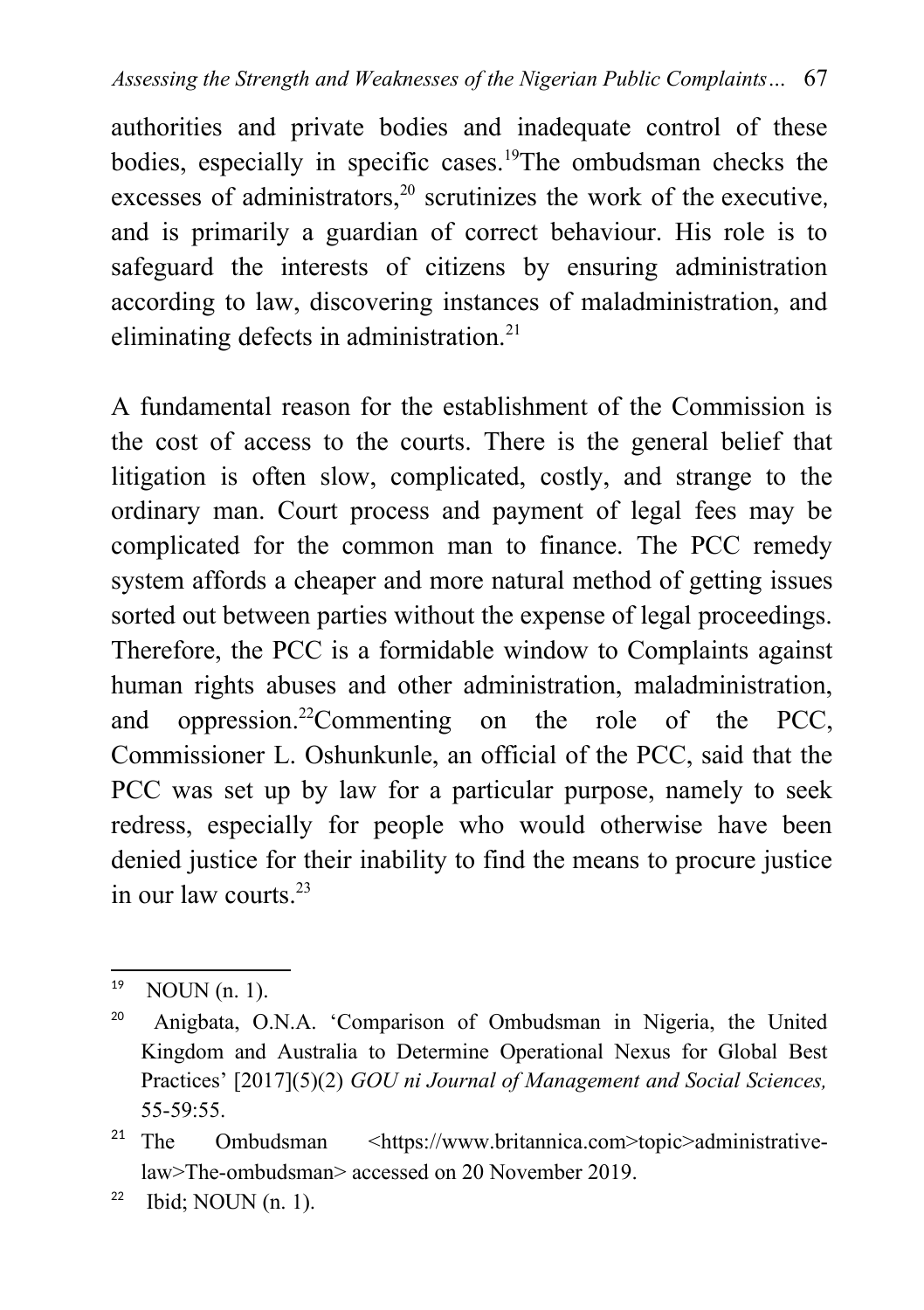authorities and private bodies and inadequate control of these bodies, especially in specific cases.[19]The ombudsman checks the excesses of administrators,[20] scrutinizes the work of the executive, and is primarily a guardian of correct behaviour. His role is to safeguard the interests of citizens by ensuring administration according to law, discovering instances of maladministration, and eliminating defects in administration.[21]

A fundamental reason for the establishment of the Commission is the cost of access to the courts. There is the general belief that litigation is often slow, complicated, costly, and strange to the ordinary man. Court process and payment of legal fees may be complicated for the common man to finance. The PCC remedy system affords a cheaper and more natural method of getting issues sorted out between parties without the expense of legal proceedings. Therefore, the PCC is a formidable window to Complaints against human rights abuses and other administration, maladministration, and oppression.[22]Commenting on the role of the PCC, Commissioner L. Oshunkunle, an official of the PCC, said that the PCC was set up by law for a particular purpose, namely to seek redress, especially for people who would otherwise have been denied justice for their inability to find the means to procure justice in our law courts.[23]

---

[19] NOUN (n. 1).

[20] Anigbata, O.N.A. 'Comparison of Ombudsman in Nigeria, the United Kingdom and Australia to Determine Operational Nexus for Global Best Practices' [2017](5)(2) *GOU ni Journal of Management and Social Sciences,* 55-59:55.

[21] The Ombudsman <https://www.britannica.com>topic>administrative-law>The-ombudsman> accessed on 20 November 2019.

[22] Ibid; NOUN (n. 1).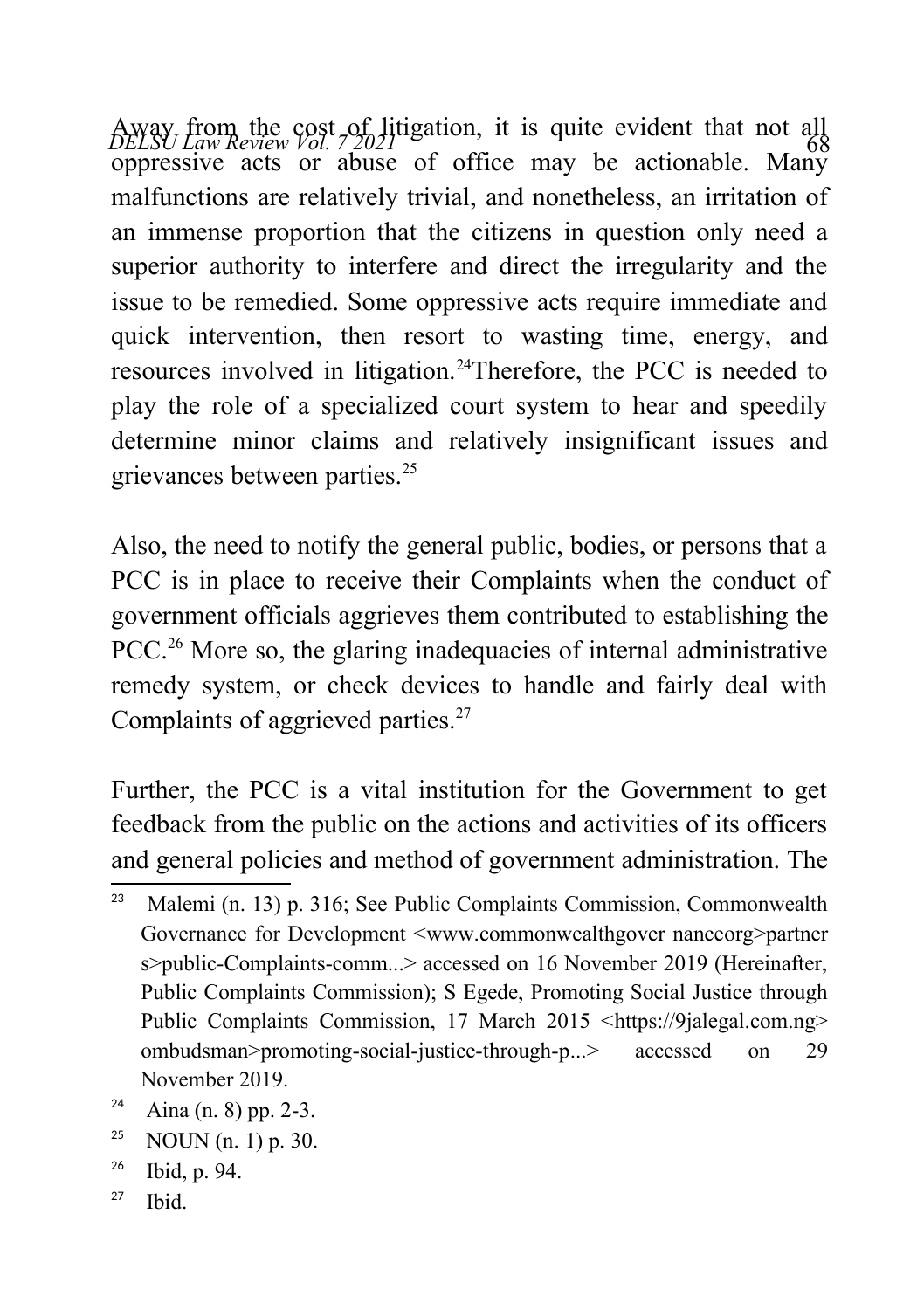Away from the cost of litigation, it is quite evident that not all oppressive acts or abuse of office may be actionable. Many malfunctions are relatively trivial, and nonetheless, an irritation of an immense proportion that the citizens in question only need a superior authority to interfere and direct the irregularity and the issue to be remedied. Some oppressive acts require immediate and quick intervention, then resort to wasting time, energy, and resources involved in litigation.[24]Therefore, the PCC is needed to play the role of a specialized court system to hear and speedily determine minor claims and relatively insignificant issues and grievances between parties.[25]

Also, the need to notify the general public, bodies, or persons that a PCC is in place to receive their Complaints when the conduct of government officials aggrieves them contributed to establishing the PCC.[26] More so, the glaring inadequacies of internal administrative remedy system, or check devices to handle and fairly deal with Complaints of aggrieved parties.[27]

Further, the PCC is a vital institution for the Government to get feedback from the public on the actions and activities of its officers and general policies and method of government administration. The

---

[23] Malemi (n. 13) p. 316; See Public Complaints Commission, Commonwealth Governance for Development <www.commonwealthgover nanceorg>partner s>public-Complaints-comm...> accessed on 16 November 2019 (Hereinafter, Public Complaints Commission); S Egede, Promoting Social Justice through Public Complaints Commission, 17 March 2015 <https://9jalegal.com.ng> ombudsman>promoting-social-justice-through-p...> accessed on 29 November 2019.

[24] Aina (n. 8) pp. 2-3.

[25] NOUN (n. 1) p. 30.

[26] Ibid, p. 94.

[27] Ibid.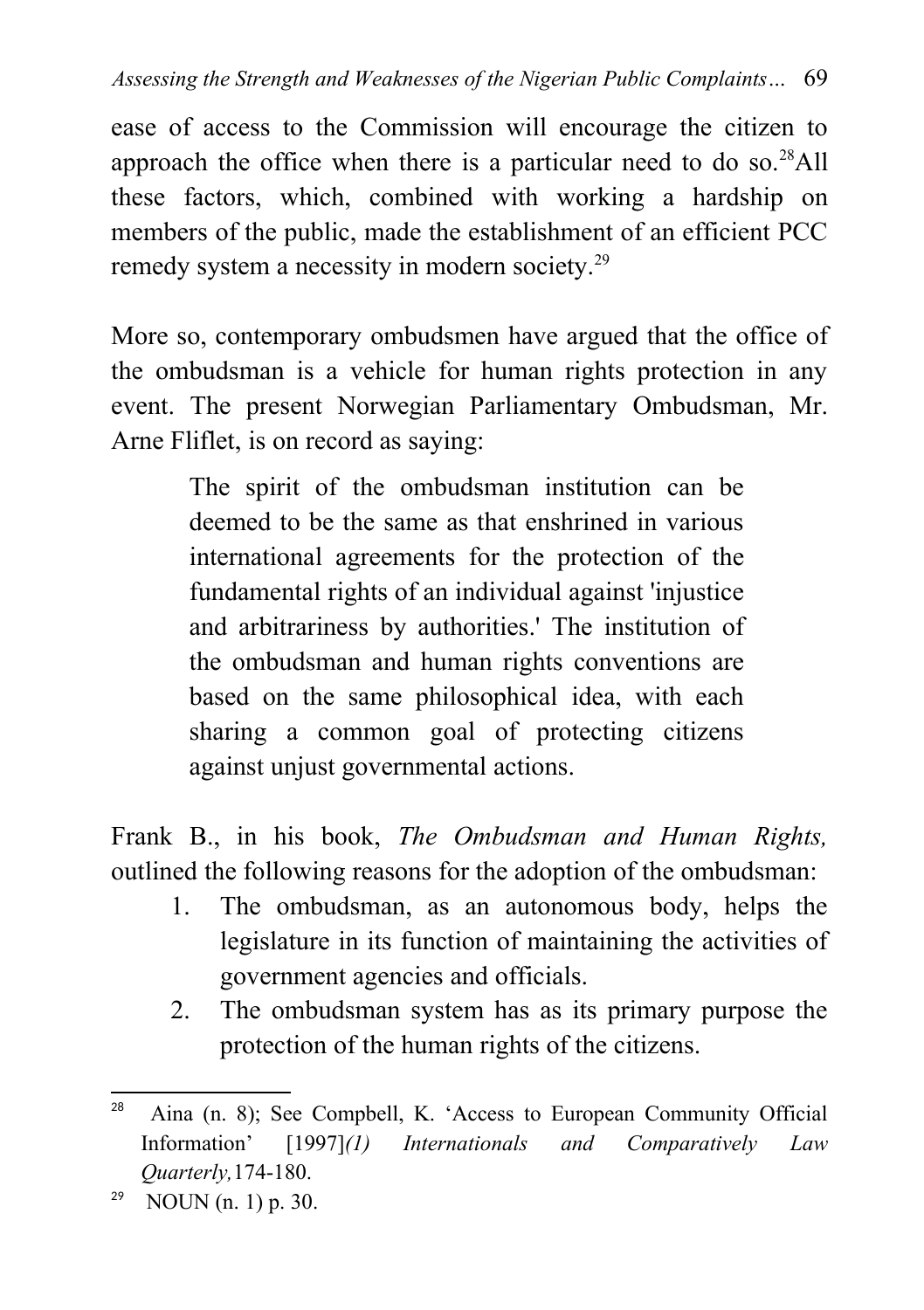ease of access to the Commission will encourage the citizen to approach the office when there is a particular need to do so.[28]All these factors, which, combined with working a hardship on members of the public, made the establishment of an efficient PCC remedy system a necessity in modern society.[29]

More so, contemporary ombudsmen have argued that the office of the ombudsman is a vehicle for human rights protection in any event. The present Norwegian Parliamentary Ombudsman, Mr. Arne Fliflet, is on record as saying:

> The spirit of the ombudsman institution can be deemed to be the same as that enshrined in various international agreements for the protection of the fundamental rights of an individual against 'injustice and arbitrariness by authorities.' The institution of the ombudsman and human rights conventions are based on the same philosophical idea, with each sharing a common goal of protecting citizens against unjust governmental actions.

Frank B., in his book, *The Ombudsman and Human Rights,* outlined the following reasons for the adoption of the ombudsman:

1. The ombudsman, as an autonomous body, helps the legislature in its function of maintaining the activities of government agencies and officials.
2. The ombudsman system has as its primary purpose the protection of the human rights of the citizens.

---

[28] Aina (n. 8); See Compbell, K. 'Access to European Community Official Information' [1997]*(1) Internationals and Comparatively Law Quarterly,*174-180.

[29] NOUN (n. 1) p. 30.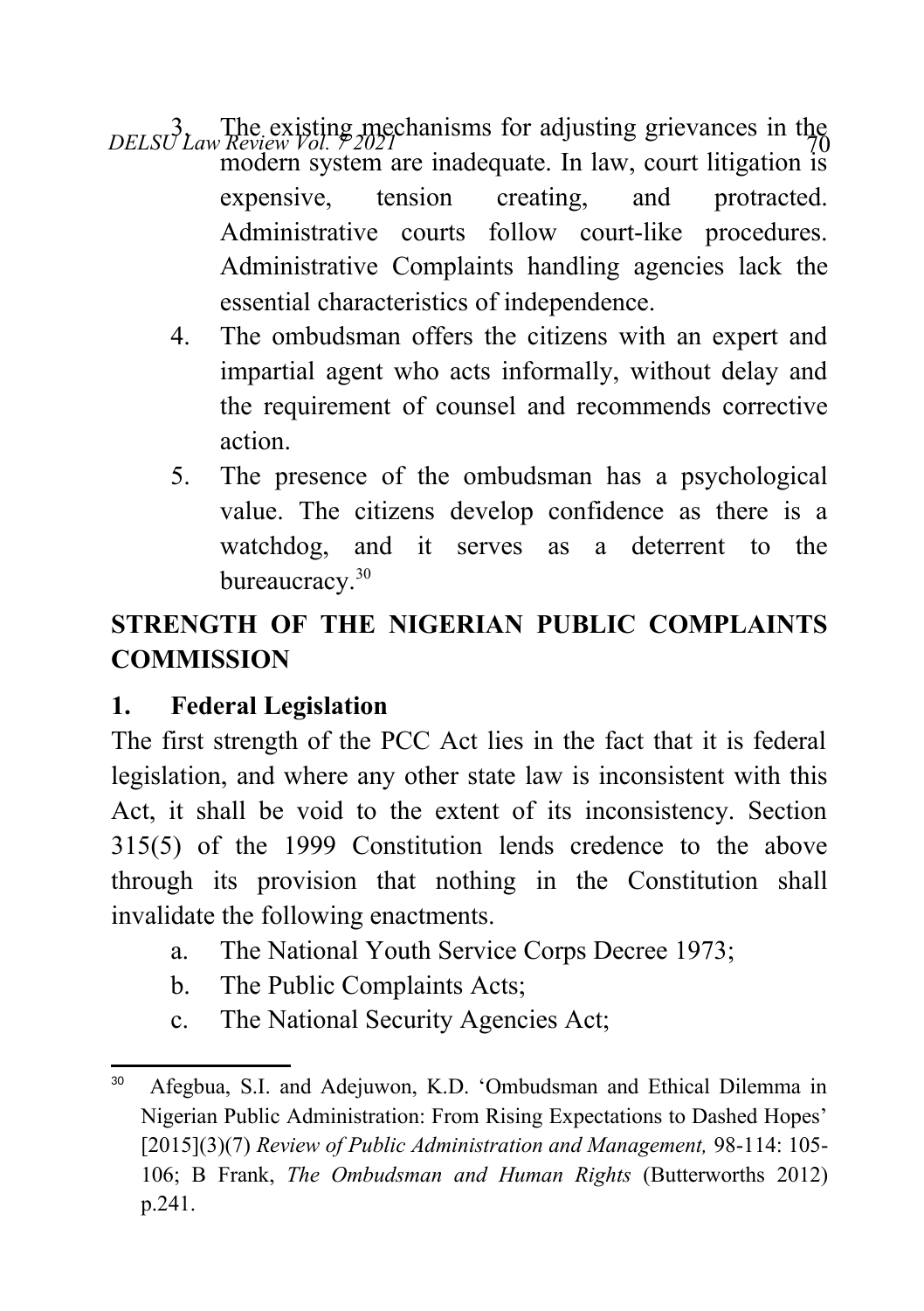3. The existing mechanisms for adjusting grievances in the modern system are inadequate. In law, court litigation is expensive, tension creating, and protracted. Administrative courts follow court-like procedures. Administrative Complaints handling agencies lack the essential characteristics of independence.
4. The ombudsman offers the citizens with an expert and impartial agent who acts informally, without delay and the requirement of counsel and recommends corrective action.
5. The presence of the ombudsman has a psychological value. The citizens develop confidence as there is a watchdog, and it serves as a deterrent to the bureaucracy.[30]

## STRENGTH OF THE NIGERIAN PUBLIC COMPLAINTS COMMISSION

### 1. Federal Legislation

The first strength of the PCC Act lies in the fact that it is federal legislation, and where any other state law is inconsistent with this Act, it shall be void to the extent of its inconsistency. Section 315(5) of the 1999 Constitution lends credence to the above through its provision that nothing in the Constitution shall invalidate the following enactments.

a. The National Youth Service Corps Decree 1973;
b. The Public Complaints Acts;
c. The National Security Agencies Act;

---

[30] Afegbua, S.I. and Adejuwon, K.D. 'Ombudsman and Ethical Dilemma in Nigerian Public Administration: From Rising Expectations to Dashed Hopes' [2015](3)(7) *Review of Public Administration and Management,* 98-114: 105-106; B Frank, *The Ombudsman and Human Rights* (Butterworths 2012) p.241.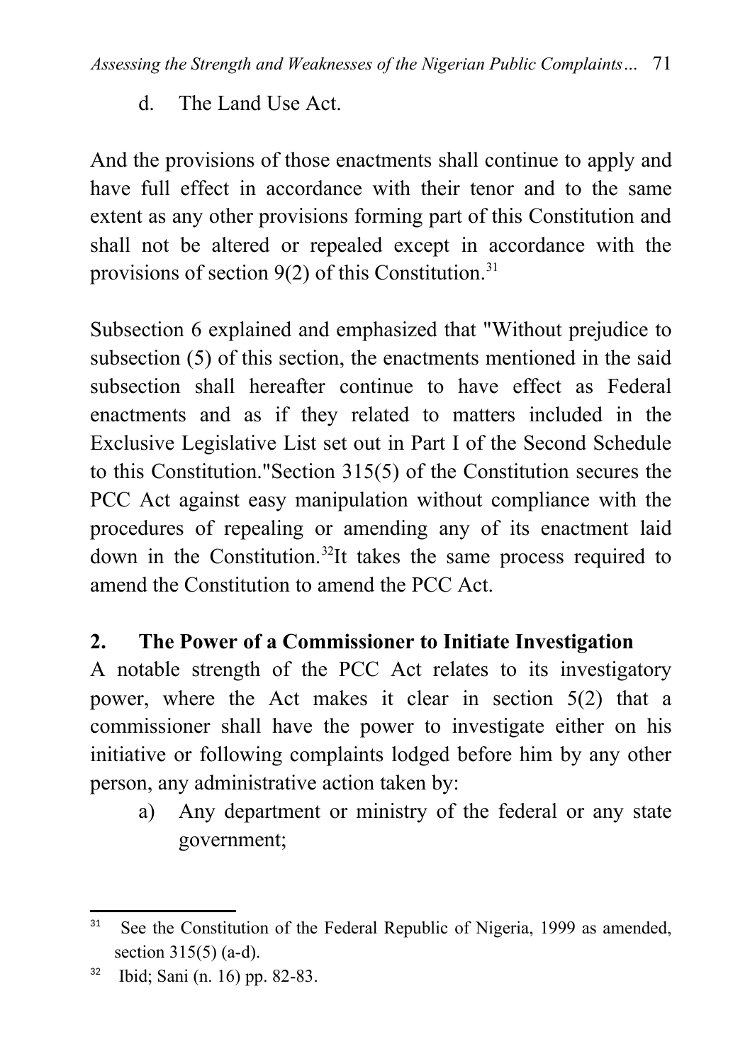d. The Land Use Act.

And the provisions of those enactments shall continue to apply and have full effect in accordance with their tenor and to the same extent as any other provisions forming part of this Constitution and shall not be altered or repealed except in accordance with the provisions of section 9(2) of this Constitution.[31]

Subsection 6 explained and emphasized that "Without prejudice to subsection (5) of this section, the enactments mentioned in the said subsection shall hereafter continue to have effect as Federal enactments and as if they related to matters included in the Exclusive Legislative List set out in Part I of the Second Schedule to this Constitution."Section 315(5) of the Constitution secures the PCC Act against easy manipulation without compliance with the procedures of repealing or amending any of its enactment laid down in the Constitution.[32]It takes the same process required to amend the Constitution to amend the PCC Act.

## 2. The Power of a Commissioner to Initiate Investigation

A notable strength of the PCC Act relates to its investigatory power, where the Act makes it clear in section 5(2) that a commissioner shall have the power to investigate either on his initiative or following complaints lodged before him by any other person, any administrative action taken by:

a) Any department or ministry of the federal or any state government;

---

[31] See the Constitution of the Federal Republic of Nigeria, 1999 as amended, section 315(5) (a-d).

[32] Ibid; Sani (n. 16) pp. 82-83.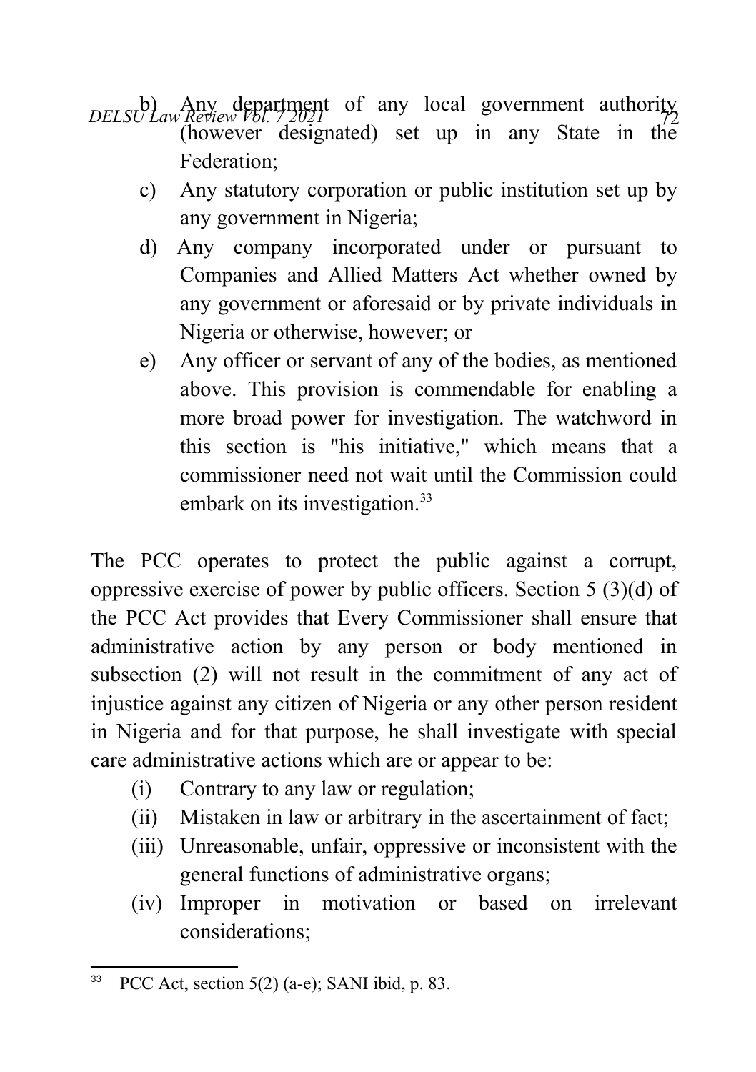b) Any department of any local government authority (however designated) set up in any State in the Federation;

c) Any statutory corporation or public institution set up by any government in Nigeria;

d) Any company incorporated under or pursuant to Companies and Allied Matters Act whether owned by any government or aforesaid or by private individuals in Nigeria or otherwise, however; or

e) Any officer or servant of any of the bodies, as mentioned above. This provision is commendable for enabling a more broad power for investigation. The watchword in this section is "his initiative," which means that a commissioner need not wait until the Commission could embark on its investigation.[33]

The PCC operates to protect the public against a corrupt, oppressive exercise of power by public officers. Section 5 (3)(d) of the PCC Act provides that Every Commissioner shall ensure that administrative action by any person or body mentioned in subsection (2) will not result in the commitment of any act of injustice against any citizen of Nigeria or any other person resident in Nigeria and for that purpose, he shall investigate with special care administrative actions which are or appear to be:

(i) Contrary to any law or regulation;

(ii) Mistaken in law or arbitrary in the ascertainment of fact;

(iii) Unreasonable, unfair, oppressive or inconsistent with the general functions of administrative organs;

(iv) Improper in motivation or based on irrelevant considerations;

---

[33] PCC Act, section 5(2) (a-e); SANI ibid, p. 83.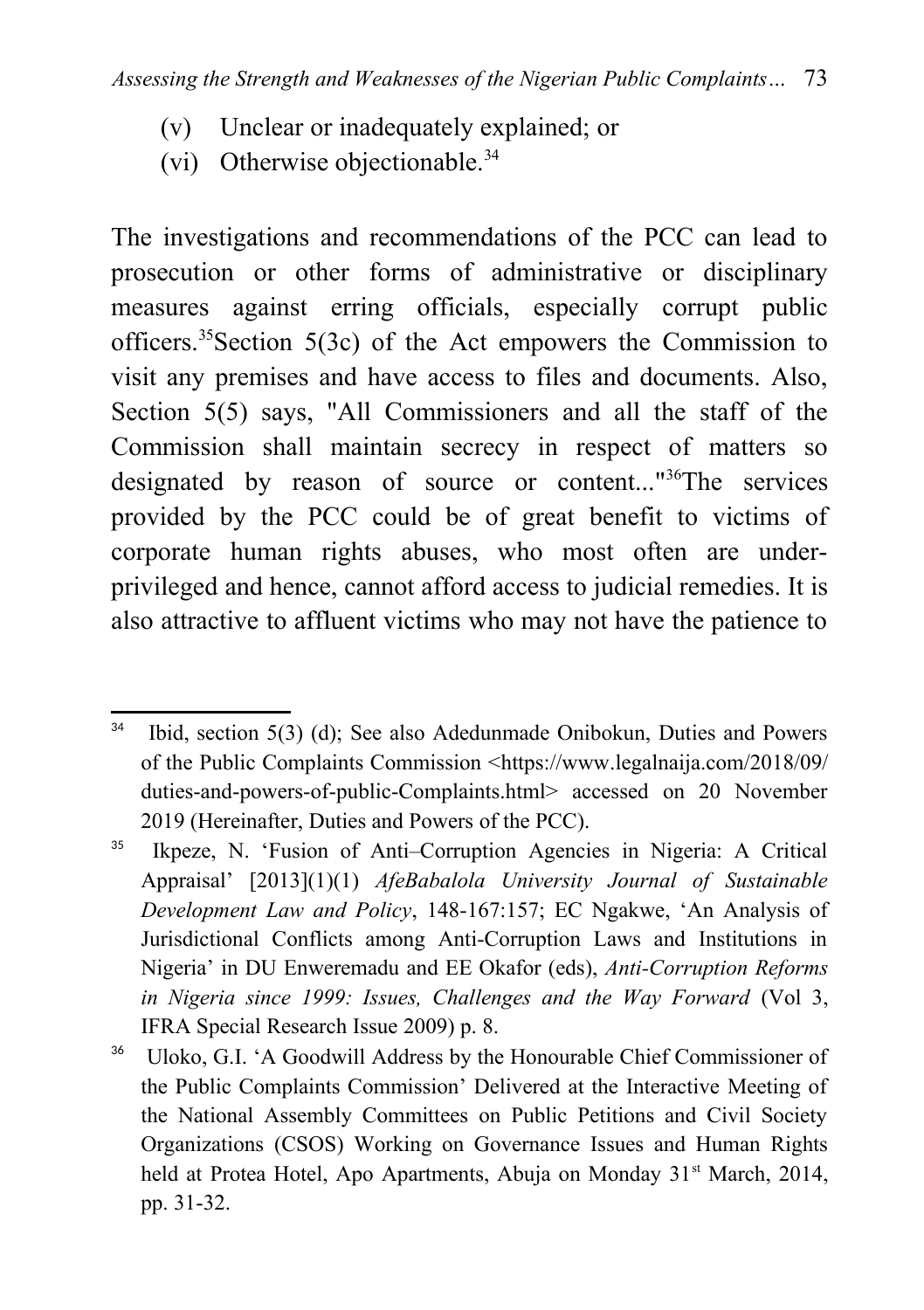(v) Unclear or inadequately explained; or

(vi) Otherwise objectionable.[34]

The investigations and recommendations of the PCC can lead to prosecution or other forms of administrative or disciplinary measures against erring officials, especially corrupt public officers.[35]Section 5(3c) of the Act empowers the Commission to visit any premises and have access to files and documents. Also, Section 5(5) says, "All Commissioners and all the staff of the Commission shall maintain secrecy in respect of matters so designated by reason of source or content..."[36]The services provided by the PCC could be of great benefit to victims of corporate human rights abuses, who most often are under-privileged and hence, cannot afford access to judicial remedies. It is also attractive to affluent victims who may not have the patience to

---

[34] Ibid, section 5(3) (d); See also Adedunmade Onibokun, Duties and Powers of the Public Complaints Commission <https://www.legalnaija.com/2018/09/duties-and-powers-of-public-Complaints.html> accessed on 20 November 2019 (Hereinafter, Duties and Powers of the PCC).

[35] Ikpeze, N. 'Fusion of Anti–Corruption Agencies in Nigeria: A Critical Appraisal' [2013](1)(1) *AfeBabalola University Journal of Sustainable Development Law and Policy*, 148-167:157; EC Ngakwe, 'An Analysis of Jurisdictional Conflicts among Anti-Corruption Laws and Institutions in Nigeria' in DU Enweremadu and EE Okafor (eds), *Anti-Corruption Reforms in Nigeria since 1999: Issues, Challenges and the Way Forward* (Vol 3, IFRA Special Research Issue 2009) p. 8.

[36] Uloko, G.I. 'A Goodwill Address by the Honourable Chief Commissioner of the Public Complaints Commission' Delivered at the Interactive Meeting of the National Assembly Committees on Public Petitions and Civil Society Organizations (CSOS) Working on Governance Issues and Human Rights held at Protea Hotel, Apo Apartments, Abuja on Monday 31st March, 2014, pp. 31-32.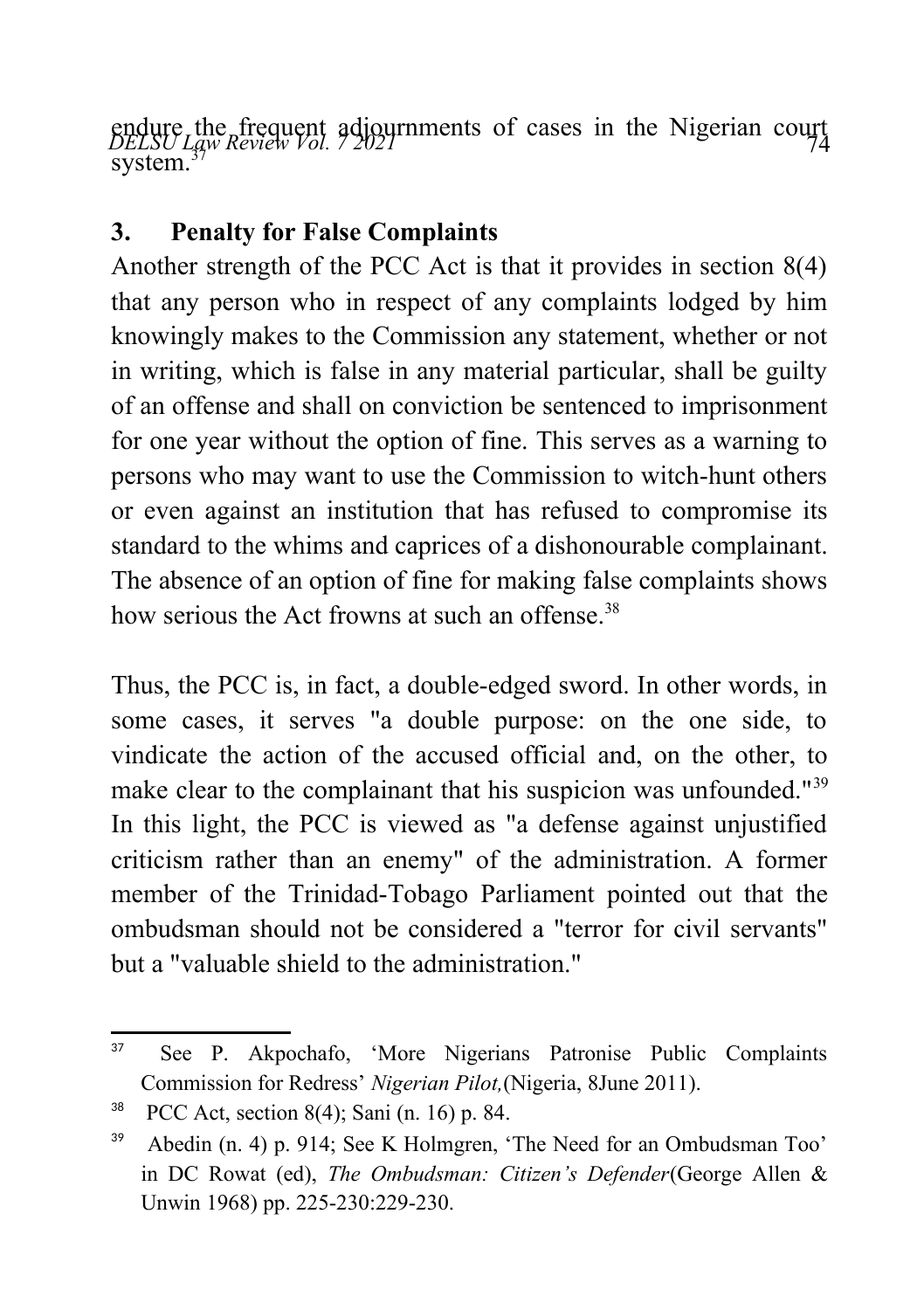endure the frequent adjournments of cases in the Nigerian court system.[37]

### 3. Penalty for False Complaints

Another strength of the PCC Act is that it provides in section 8(4) that any person who in respect of any complaints lodged by him knowingly makes to the Commission any statement, whether or not in writing, which is false in any material particular, shall be guilty of an offense and shall on conviction be sentenced to imprisonment for one year without the option of fine. This serves as a warning to persons who may want to use the Commission to witch-hunt others or even against an institution that has refused to compromise its standard to the whims and caprices of a dishonourable complainant. The absence of an option of fine for making false complaints shows how serious the Act frowns at such an offense.[38]

Thus, the PCC is, in fact, a double-edged sword. In other words, in some cases, it serves "a double purpose: on the one side, to vindicate the action of the accused official and, on the other, to make clear to the complainant that his suspicion was unfounded."[39] In this light, the PCC is viewed as "a defense against unjustified criticism rather than an enemy" of the administration. A former member of the Trinidad-Tobago Parliament pointed out that the ombudsman should not be considered a "terror for civil servants" but a "valuable shield to the administration."

---

[37] See P. Akpochafo, 'More Nigerians Patronise Public Complaints Commission for Redress' *Nigerian Pilot,*(Nigeria, 8June 2011).

[38] PCC Act, section 8(4); Sani (n. 16) p. 84.

[39] Abedin (n. 4) p. 914; See K Holmgren, 'The Need for an Ombudsman Too' in DC Rowat (ed), *The Ombudsman: Citizen's Defender*(George Allen & Unwin 1968) pp. 225-230:229-230.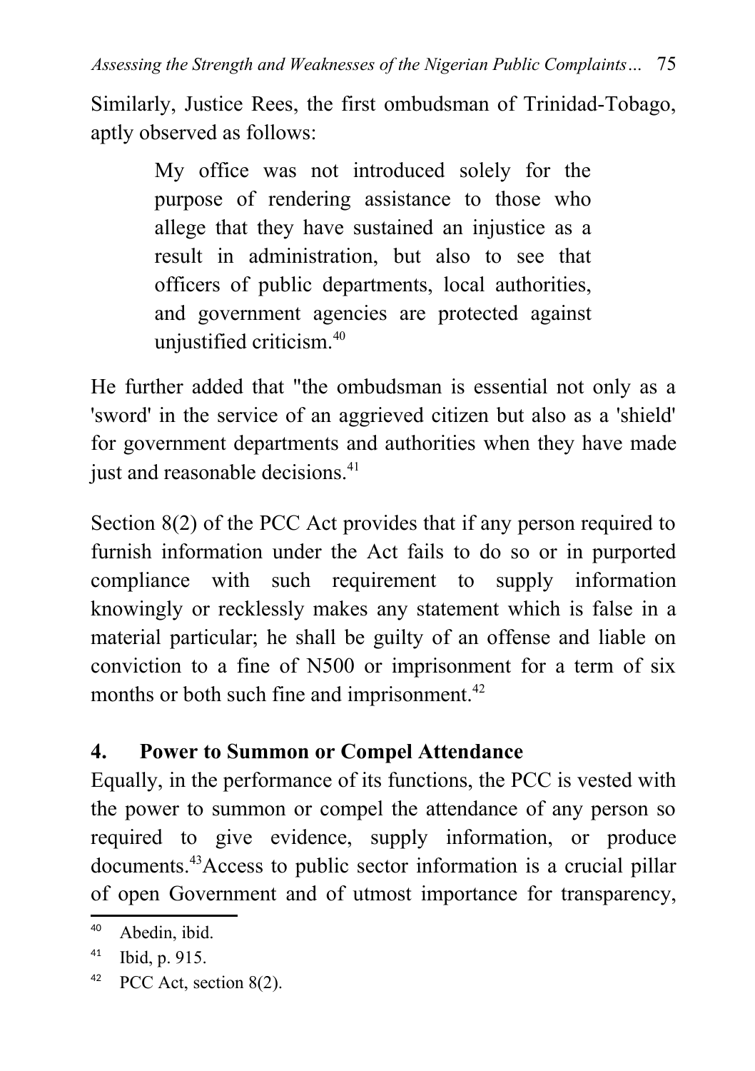Similarly, Justice Rees, the first ombudsman of Trinidad-Tobago, aptly observed as follows:

> My office was not introduced solely for the purpose of rendering assistance to those who allege that they have sustained an injustice as a result in administration, but also to see that officers of public departments, local authorities, and government agencies are protected against unjustified criticism.[40]

He further added that "the ombudsman is essential not only as a 'sword' in the service of an aggrieved citizen but also as a 'shield' for government departments and authorities when they have made just and reasonable decisions.[41]

Section 8(2) of the PCC Act provides that if any person required to furnish information under the Act fails to do so or in purported compliance with such requirement to supply information knowingly or recklessly makes any statement which is false in a material particular; he shall be guilty of an offense and liable on conviction to a fine of N500 or imprisonment for a term of six months or both such fine and imprisonment.[42]

## 4. Power to Summon or Compel Attendance

Equally, in the performance of its functions, the PCC is vested with the power to summon or compel the attendance of any person so required to give evidence, supply information, or produce documents.[43]Access to public sector information is a crucial pillar of open Government and of utmost importance for transparency,

---

[40] Abedin, ibid.

[41] Ibid, p. 915.

[42] PCC Act, section 8(2).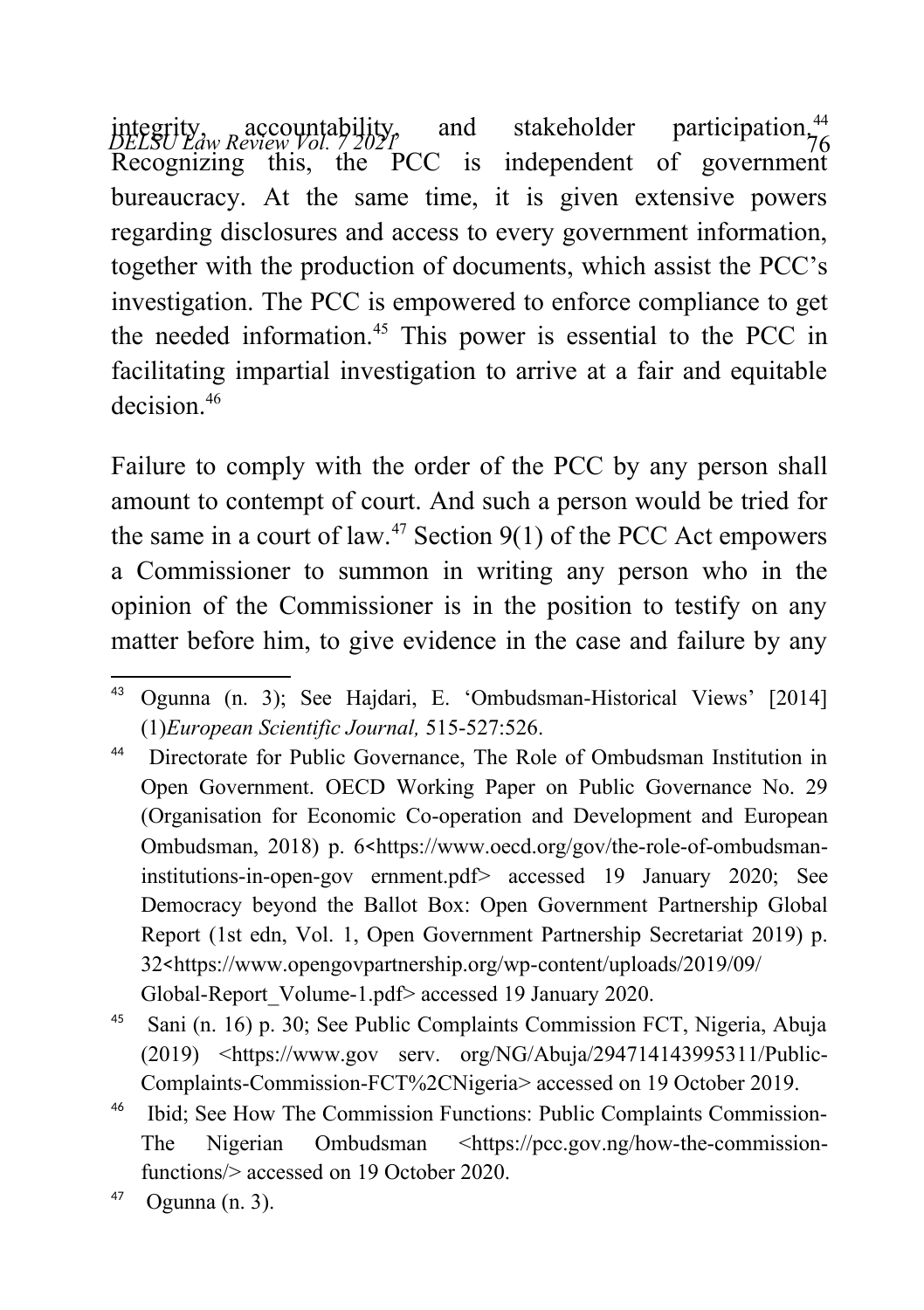integrity, accountability, and stakeholder participation.[44] Recognizing this, the PCC is independent of government bureaucracy. At the same time, it is given extensive powers regarding disclosures and access to every government information, together with the production of documents, which assist the PCC's investigation. The PCC is empowered to enforce compliance to get the needed information.[45] This power is essential to the PCC in facilitating impartial investigation to arrive at a fair and equitable decision.[46]

Failure to comply with the order of the PCC by any person shall amount to contempt of court. And such a person would be tried for the same in a court of law.[47] Section 9(1) of the PCC Act empowers a Commissioner to summon in writing any person who in the opinion of the Commissioner is in the position to testify on any matter before him, to give evidence in the case and failure by any

---

[43] Ogunna (n. 3); See Hajdari, E. 'Ombudsman-Historical Views' [2014] (1)*European Scientific Journal,* 515-527:526.

[44] Directorate for Public Governance, The Role of Ombudsman Institution in Open Government. OECD Working Paper on Public Governance No. 29 (Organisation for Economic Co-operation and Development and European Ombudsman, 2018) p. 6<https://www.oecd.org/gov/the-role-of-ombudsman-institutions-in-open-gov ernment.pdf> accessed 19 January 2020; See Democracy beyond the Ballot Box: Open Government Partnership Global Report (1st edn, Vol. 1, Open Government Partnership Secretariat 2019) p. 32<https://www.opengovpartnership.org/wp-content/uploads/2019/09/Global-Report_Volume-1.pdf> accessed 19 January 2020.

[45] Sani (n. 16) p. 30; See Public Complaints Commission FCT, Nigeria, Abuja (2019) <https://www.gov serv. org/NG/Abuja/294714143995311/Public-Complaints-Commission-FCT%2CNigeria> accessed on 19 October 2019.

[46] Ibid; See How The Commission Functions: Public Complaints Commission-The Nigerian Ombudsman <https://pcc.gov.ng/how-the-commission-functions/> accessed on 19 October 2020.

[47] Ogunna (n. 3).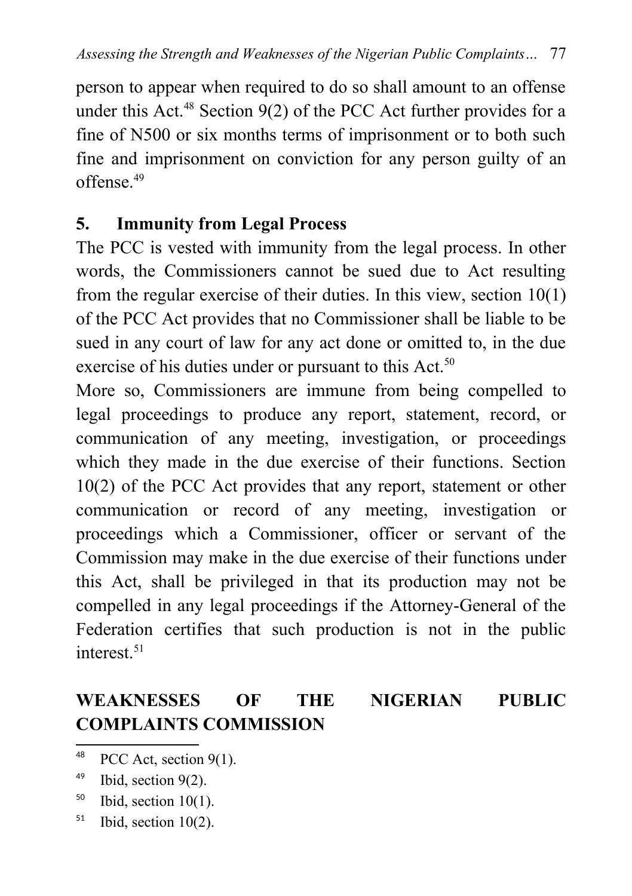person to appear when required to do so shall amount to an offense under this Act.[48] Section 9(2) of the PCC Act further provides for a fine of N500 or six months terms of imprisonment or to both such fine and imprisonment on conviction for any person guilty of an offense.[49]

### 5. Immunity from Legal Process

The PCC is vested with immunity from the legal process. In other words, the Commissioners cannot be sued due to Act resulting from the regular exercise of their duties. In this view, section 10(1) of the PCC Act provides that no Commissioner shall be liable to be sued in any court of law for any act done or omitted to, in the due exercise of his duties under or pursuant to this Act.[50]

More so, Commissioners are immune from being compelled to legal proceedings to produce any report, statement, record, or communication of any meeting, investigation, or proceedings which they made in the due exercise of their functions. Section 10(2) of the PCC Act provides that any report, statement or other communication or record of any meeting, investigation or proceedings which a Commissioner, officer or servant of the Commission may make in the due exercise of their functions under this Act, shall be privileged in that its production may not be compelled in any legal proceedings if the Attorney-General of the Federation certifies that such production is not in the public interest.[51]

## WEAKNESSES OF THE NIGERIAN PUBLIC COMPLAINTS COMMISSION

---

[48] PCC Act, section 9(1).

[49] Ibid, section 9(2).

[50] Ibid, section 10(1).

[51] Ibid, section 10(2).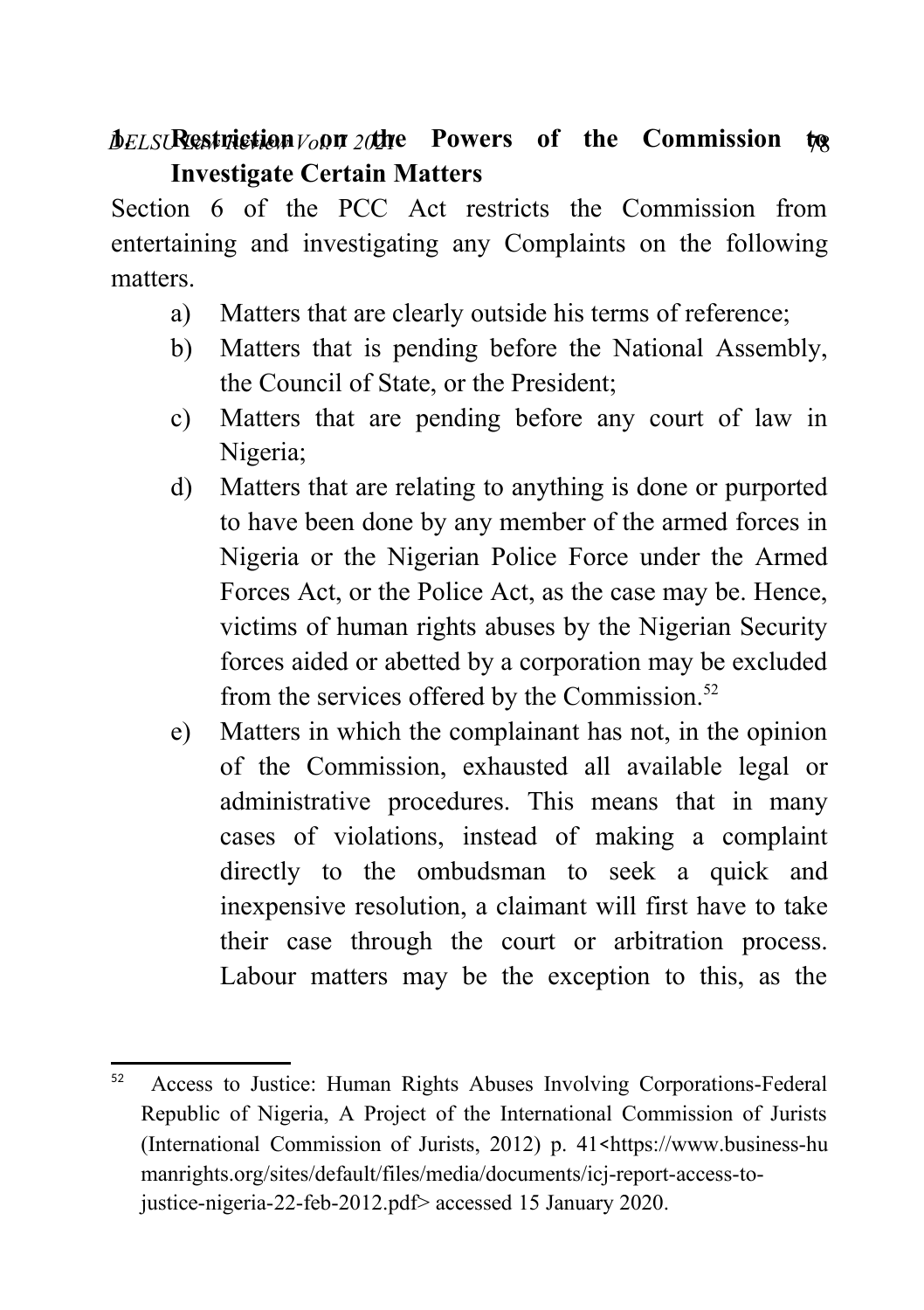### 1. Restriction on the Powers of the Commission to Investigate Certain Matters

Section 6 of the PCC Act restricts the Commission from entertaining and investigating any Complaints on the following matters.

a) Matters that are clearly outside his terms of reference;
b) Matters that is pending before the National Assembly, the Council of State, or the President;
c) Matters that are pending before any court of law in Nigeria;
d) Matters that are relating to anything is done or purported to have been done by any member of the armed forces in Nigeria or the Nigerian Police Force under the Armed Forces Act, or the Police Act, as the case may be. Hence, victims of human rights abuses by the Nigerian Security forces aided or abetted by a corporation may be excluded from the services offered by the Commission.[52]
e) Matters in which the complainant has not, in the opinion of the Commission, exhausted all available legal or administrative procedures. This means that in many cases of violations, instead of making a complaint directly to the ombudsman to seek a quick and inexpensive resolution, a claimant will first have to take their case through the court or arbitration process. Labour matters may be the exception to this, as the

---

[52] Access to Justice: Human Rights Abuses Involving Corporations-Federal Republic of Nigeria, A Project of the International Commission of Jurists (International Commission of Jurists, 2012) p. 41<https://www.business-humanrights.org/sites/default/files/media/documents/icj-report-access-to-justice-nigeria-22-feb-2012.pdf> accessed 15 January 2020.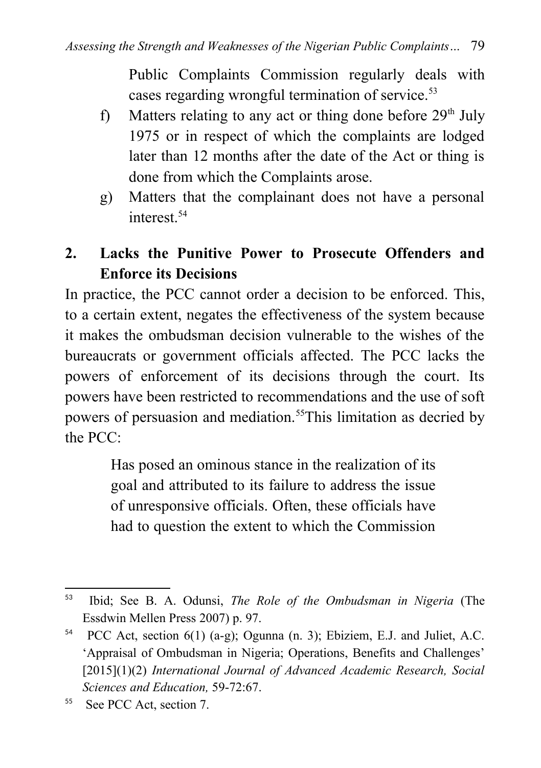Public Complaints Commission regularly deals with cases regarding wrongful termination of service.[53]

f) Matters relating to any act or thing done before 29th July 1975 or in respect of which the complaints are lodged later than 12 months after the date of the Act or thing is done from which the Complaints arose.

g) Matters that the complainant does not have a personal interest.[54]

## 2. Lacks the Punitive Power to Prosecute Offenders and Enforce its Decisions

In practice, the PCC cannot order a decision to be enforced. This, to a certain extent, negates the effectiveness of the system because it makes the ombudsman decision vulnerable to the wishes of the bureaucrats or government officials affected. The PCC lacks the powers of enforcement of its decisions through the court. Its powers have been restricted to recommendations and the use of soft powers of persuasion and mediation.[55]This limitation as decried by the PCC:

> Has posed an ominous stance in the realization of its goal and attributed to its failure to address the issue of unresponsive officials. Often, these officials have had to question the extent to which the Commission

---

[53] Ibid; See B. A. Odunsi, *The Role of the Ombudsman in Nigeria* (The Essdwin Mellen Press 2007) p. 97.

[54] PCC Act, section 6(1) (a-g); Ogunna (n. 3); Ebiziem, E.J. and Juliet, A.C. 'Appraisal of Ombudsman in Nigeria; Operations, Benefits and Challenges' [2015](1)(2) *International Journal of Advanced Academic Research, Social Sciences and Education,* 59-72:67.

[55] See PCC Act, section 7.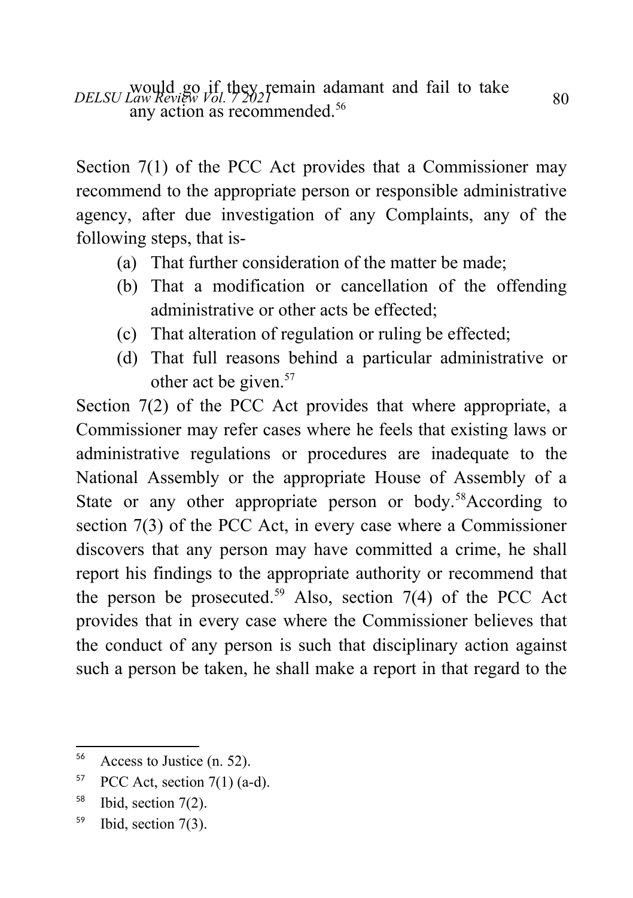would go if they remain adamant and fail to take any action as recommended.[56]

Section 7(1) of the PCC Act provides that a Commissioner may recommend to the appropriate person or responsible administrative agency, after due investigation of any Complaints, any of the following steps, that is-

(a) That further consideration of the matter be made;
(b) That a modification or cancellation of the offending administrative or other acts be effected;
(c) That alteration of regulation or ruling be effected;
(d) That full reasons behind a particular administrative or other act be given.[57]

Section 7(2) of the PCC Act provides that where appropriate, a Commissioner may refer cases where he feels that existing laws or administrative regulations or procedures are inadequate to the National Assembly or the appropriate House of Assembly of a State or any other appropriate person or body.[58] According to section 7(3) of the PCC Act, in every case where a Commissioner discovers that any person may have committed a crime, he shall report his findings to the appropriate authority or recommend that the person be prosecuted.[59] Also, section 7(4) of the PCC Act provides that in every case where the Commissioner believes that the conduct of any person is such that disciplinary action against such a person be taken, he shall make a report in that regard to the

---

[56] Access to Justice (n. 52).

[57] PCC Act, section 7(1) (a-d).

[58] Ibid, section 7(2).

[59] Ibid, section 7(3).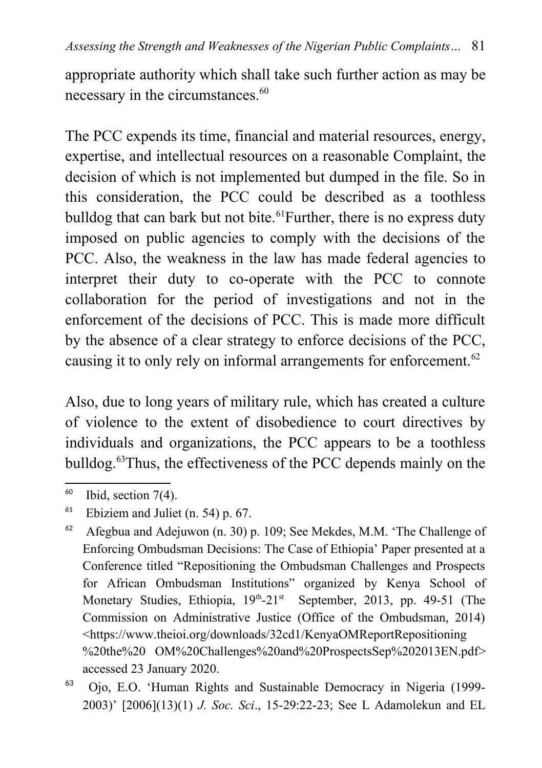appropriate authority which shall take such further action as may be necessary in the circumstances.[60]

The PCC expends its time, financial and material resources, energy, expertise, and intellectual resources on a reasonable Complaint, the decision of which is not implemented but dumped in the file. So in this consideration, the PCC could be described as a toothless bulldog that can bark but not bite.[61]Further, there is no express duty imposed on public agencies to comply with the decisions of the PCC. Also, the weakness in the law has made federal agencies to interpret their duty to co-operate with the PCC to connote collaboration for the period of investigations and not in the enforcement of the decisions of PCC. This is made more difficult by the absence of a clear strategy to enforce decisions of the PCC, causing it to only rely on informal arrangements for enforcement.[62]

Also, due to long years of military rule, which has created a culture of violence to the extent of disobedience to court directives by individuals and organizations, the PCC appears to be a toothless bulldog.[63]Thus, the effectiveness of the PCC depends mainly on the

---

[60] Ibid, section 7(4).

[61] Ebiziem and Juliet (n. 54) p. 67.

[62] Afegbua and Adejuwon (n. 30) p. 109; See Mekdes, M.M. 'The Challenge of Enforcing Ombudsman Decisions: The Case of Ethiopia' Paper presented at a Conference titled "Repositioning the Ombudsman Challenges and Prospects for African Ombudsman Institutions" organized by Kenya School of Monetary Studies, Ethiopia, 19th-21st September, 2013, pp. 49-51 (The Commission on Administrative Justice (Office of the Ombudsman, 2014) <https://www.theioi.org/downloads/32cd1/KenyaOMReportRepositioning%20the%20 OM%20Challenges%20and%20ProspectsSep%202013EN.pdf> accessed 23 January 2020.

[63] Ojo, E.O. 'Human Rights and Sustainable Democracy in Nigeria (1999-2003)' [2006](13)(1) *J. Soc. Sci*., 15-29:22-23; See L Adamolekun and EL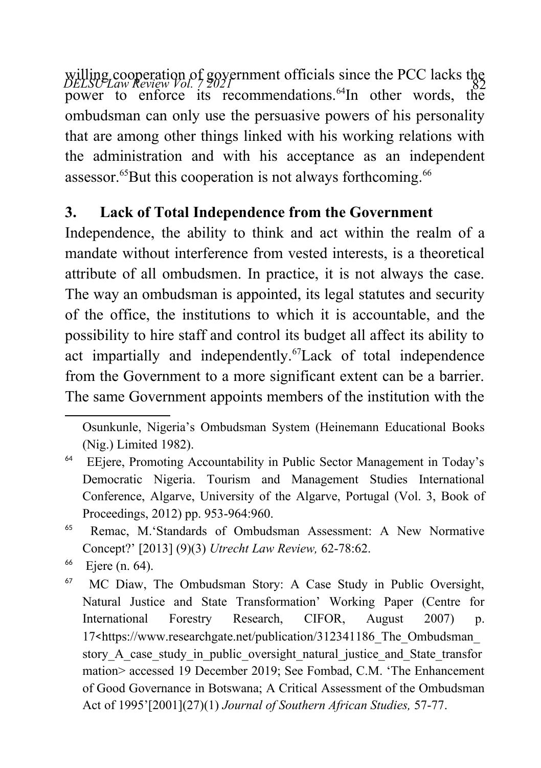willing cooperation of government officials since the PCC lacks the power to enforce its recommendations.[64]In other words, the ombudsman can only use the persuasive powers of his personality that are among other things linked with his working relations with the administration and with his acceptance as an independent assessor.[65]But this cooperation is not always forthcoming.[66]

### 3. Lack of Total Independence from the Government

Independence, the ability to think and act within the realm of a mandate without interference from vested interests, is a theoretical attribute of all ombudsmen. In practice, it is not always the case. The way an ombudsman is appointed, its legal statutes and security of the office, the institutions to which it is accountable, and the possibility to hire staff and control its budget all affect its ability to act impartially and independently.[67]Lack of total independence from the Government to a more significant extent can be a barrier. The same Government appoints members of the institution with the

---

Osunkunle, Nigeria's Ombudsman System (Heinemann Educational Books (Nig.) Limited 1982).

[64] EEjere, Promoting Accountability in Public Sector Management in Today's Democratic Nigeria. Tourism and Management Studies International Conference, Algarve, University of the Algarve, Portugal (Vol. 3, Book of Proceedings, 2012) pp. 953-964:960.

[65] Remac, M.'Standards of Ombudsman Assessment: A New Normative Concept?' [2013] (9)(3) *Utrecht Law Review,* 62-78:62.

[66] Ejere (n. 64).

[67] MC Diaw, The Ombudsman Story: A Case Study in Public Oversight, Natural Justice and State Transformation' Working Paper (Centre for International Forestry Research, CIFOR, August 2007) p. 17<https://www.researchgate.net/publication/312341186_The_Ombudsman_story_A_case_study_in_public_oversight_natural_justice_and_State_transformation> accessed 19 December 2019; See Fombad, C.M. 'The Enhancement of Good Governance in Botswana; A Critical Assessment of the Ombudsman Act of 1995'[2001](27)(1) *Journal of Southern African Studies,* 57-77.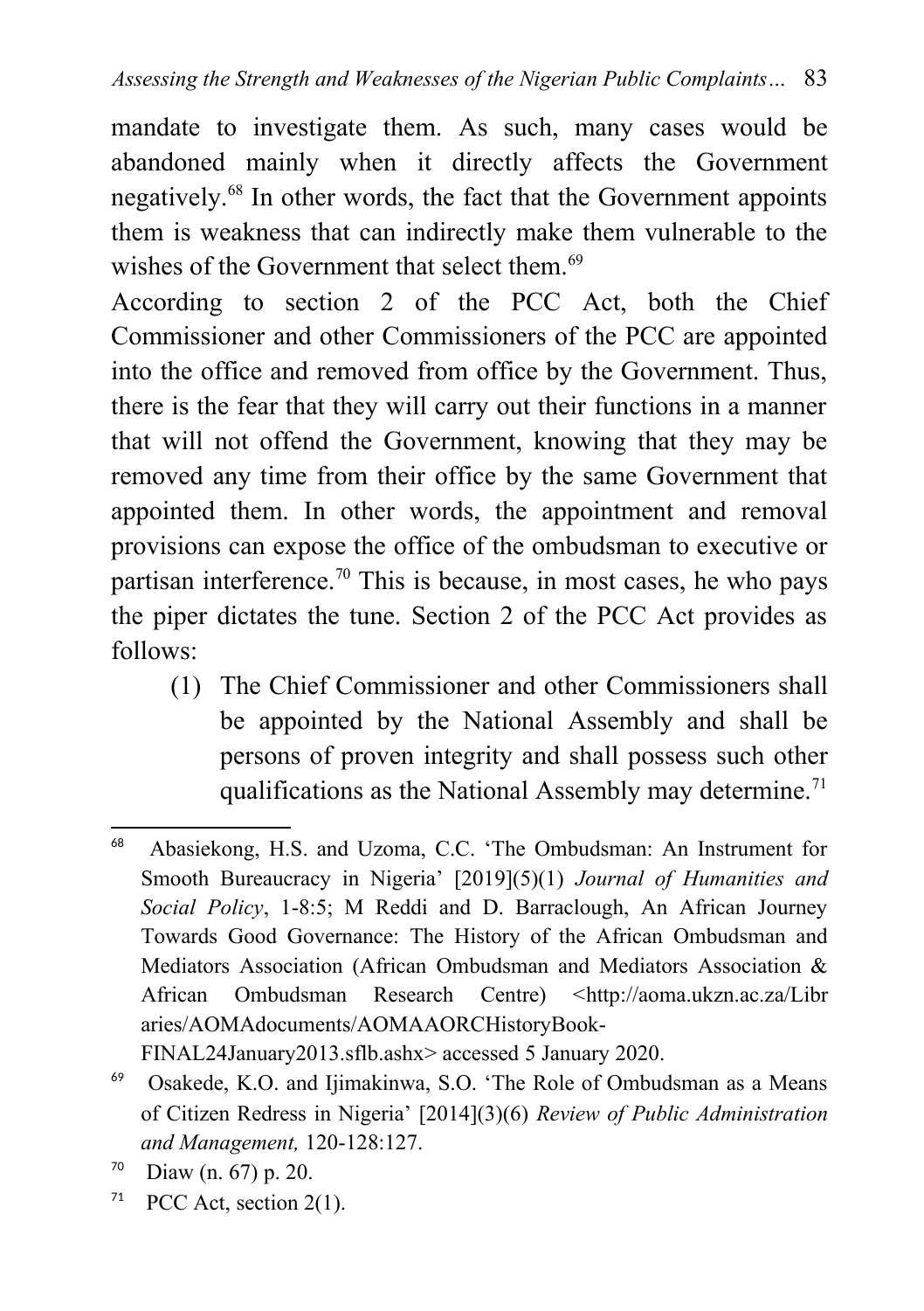mandate to investigate them. As such, many cases would be abandoned mainly when it directly affects the Government negatively.[68] In other words, the fact that the Government appoints them is weakness that can indirectly make them vulnerable to the wishes of the Government that select them.[69]

According to section 2 of the PCC Act, both the Chief Commissioner and other Commissioners of the PCC are appointed into the office and removed from office by the Government. Thus, there is the fear that they will carry out their functions in a manner that will not offend the Government, knowing that they may be removed any time from their office by the same Government that appointed them. In other words, the appointment and removal provisions can expose the office of the ombudsman to executive or partisan interference.[70] This is because, in most cases, he who pays the piper dictates the tune. Section 2 of the PCC Act provides as follows:

> (1) The Chief Commissioner and other Commissioners shall be appointed by the National Assembly and shall be persons of proven integrity and shall possess such other qualifications as the National Assembly may determine.[71]

---

[68] Abasiekong, H.S. and Uzoma, C.C. 'The Ombudsman: An Instrument for Smooth Bureaucracy in Nigeria' [2019](5)(1) *Journal of Humanities and Social Policy*, 1-8:5; M Reddi and D. Barraclough, An African Journey Towards Good Governance: The History of the African Ombudsman and Mediators Association (African Ombudsman and Mediators Association & African Ombudsman Research Centre) <http://aoma.ukzn.ac.za/Libraries/AOMAdocuments/AOMAAORCHistoryBook-FINAL24January2013.sflb.ashx> accessed 5 January 2020.

[69] Osakede, K.O. and Ijimakinwa, S.O. 'The Role of Ombudsman as a Means of Citizen Redress in Nigeria' [2014](3)(6) *Review of Public Administration and Management,* 120-128:127.

[70] Diaw (n. 67) p. 20.

[71] PCC Act, section 2(1).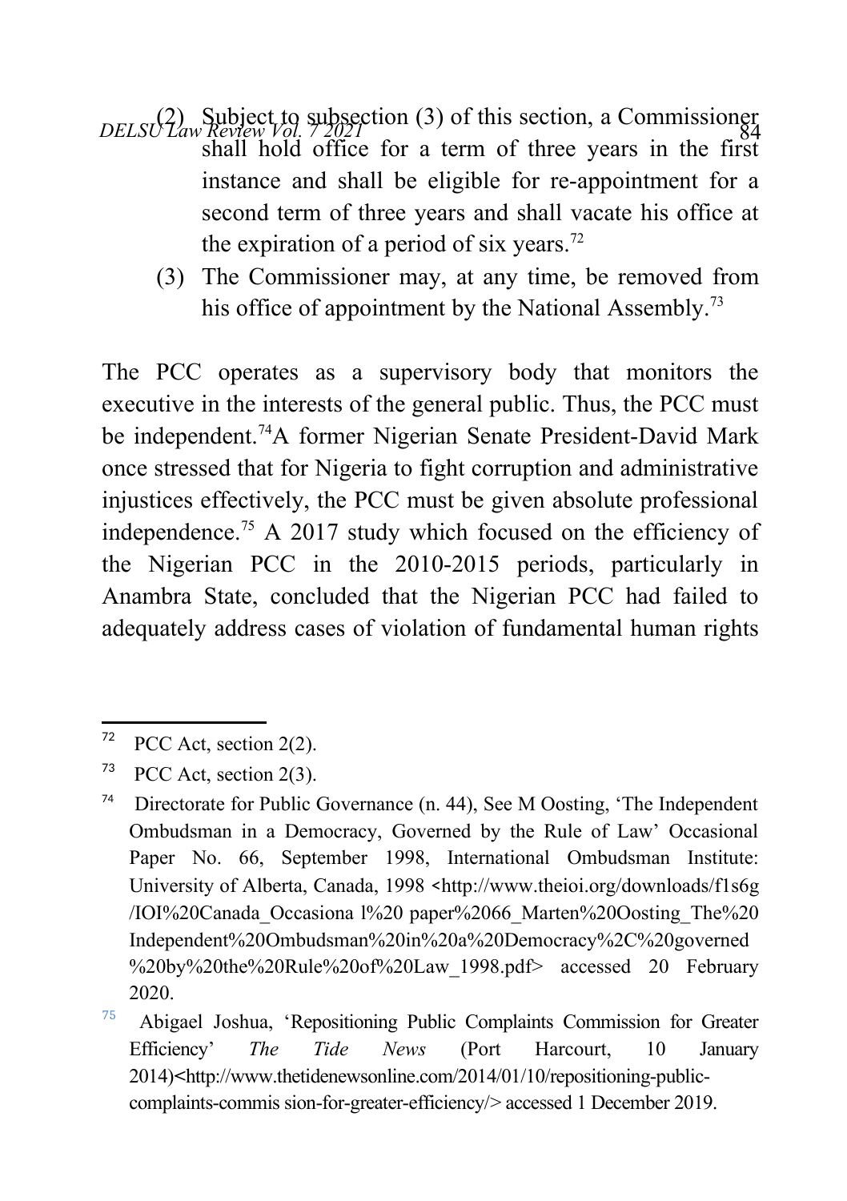(2) Subject to subsection (3) of this section, a Commissioner shall hold office for a term of three years in the first instance and shall be eligible for re-appointment for a second term of three years and shall vacate his office at the expiration of a period of six years.[72]

(3) The Commissioner may, at any time, be removed from his office of appointment by the National Assembly.[73]

The PCC operates as a supervisory body that monitors the executive in the interests of the general public. Thus, the PCC must be independent.[74] A former Nigerian Senate President-David Mark once stressed that for Nigeria to fight corruption and administrative injustices effectively, the PCC must be given absolute professional independence.[75] A 2017 study which focused on the efficiency of the Nigerian PCC in the 2010-2015 periods, particularly in Anambra State, concluded that the Nigerian PCC had failed to adequately address cases of violation of fundamental human rights

---

[72] PCC Act, section 2(2).

[73] PCC Act, section 2(3).

[74] Directorate for Public Governance (n. 44), See M Oosting, 'The Independent Ombudsman in a Democracy, Governed by the Rule of Law' Occasional Paper No. 66, September 1998, International Ombudsman Institute: University of Alberta, Canada, 1998 <http://www.theioi.org/downloads/f1s6g/IOI%20Canada_Occasiona l%20 paper%2066_Marten%20Oosting_The%20 Independent%20Ombudsman%20in%20a%20Democracy%2C%20governed %20by%20the%20Rule%20of%20Law_1998.pdf> accessed 20 February 2020.

[75] Abigael Joshua, 'Repositioning Public Complaints Commission for Greater Efficiency' *The Tide News* (Port Harcourt, 10 January 2014)<http://www.thetidenewsonline.com/2014/01/10/repositioning-public-complaints-commis sion-for-greater-efficiency/> accessed 1 December 2019.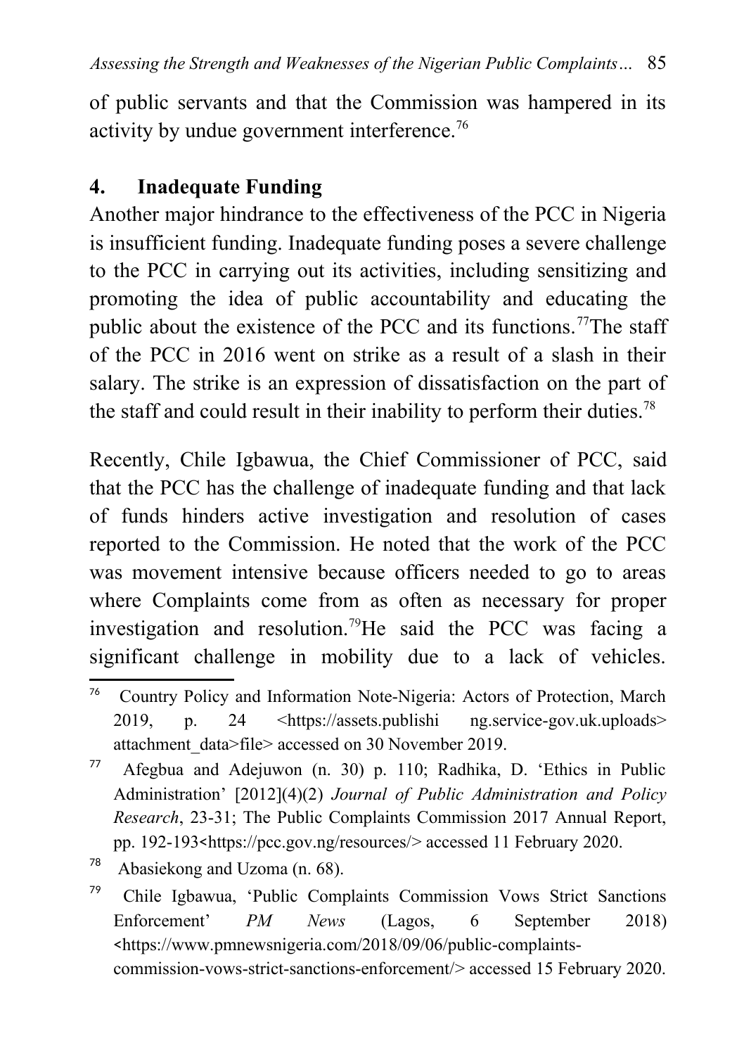of public servants and that the Commission was hampered in its activity by undue government interference.[76]

## 4. Inadequate Funding

Another major hindrance to the effectiveness of the PCC in Nigeria is insufficient funding. Inadequate funding poses a severe challenge to the PCC in carrying out its activities, including sensitizing and promoting the idea of public accountability and educating the public about the existence of the PCC and its functions.[77]The staff of the PCC in 2016 went on strike as a result of a slash in their salary. The strike is an expression of dissatisfaction on the part of the staff and could result in their inability to perform their duties.[78]

Recently, Chile Igbawua, the Chief Commissioner of PCC, said that the PCC has the challenge of inadequate funding and that lack of funds hinders active investigation and resolution of cases reported to the Commission. He noted that the work of the PCC was movement intensive because officers needed to go to areas where Complaints come from as often as necessary for proper investigation and resolution.[79]He said the PCC was facing a significant challenge in mobility due to a lack of vehicles.

---

[76] Country Policy and Information Note-Nigeria: Actors of Protection, March 2019, p. 24 <https://assets.publishi ng.service-gov.uk.uploads> attachment_data>file> accessed on 30 November 2019.

[77] Afegbua and Adejuwon (n. 30) p. 110; Radhika, D. 'Ethics in Public Administration' [2012](4)(2) *Journal of Public Administration and Policy Research*, 23-31; The Public Complaints Commission 2017 Annual Report, pp. 192-193<https://pcc.gov.ng/resources/> accessed 11 February 2020.

[78] Abasiekong and Uzoma (n. 68).

[79] Chile Igbawua, 'Public Complaints Commission Vows Strict Sanctions Enforcement' *PM News* (Lagos, 6 September 2018) <https://www.pmnewsnigeria.com/2018/09/06/public-complaints-commission-vows-strict-sanctions-enforcement/> accessed 15 February 2020.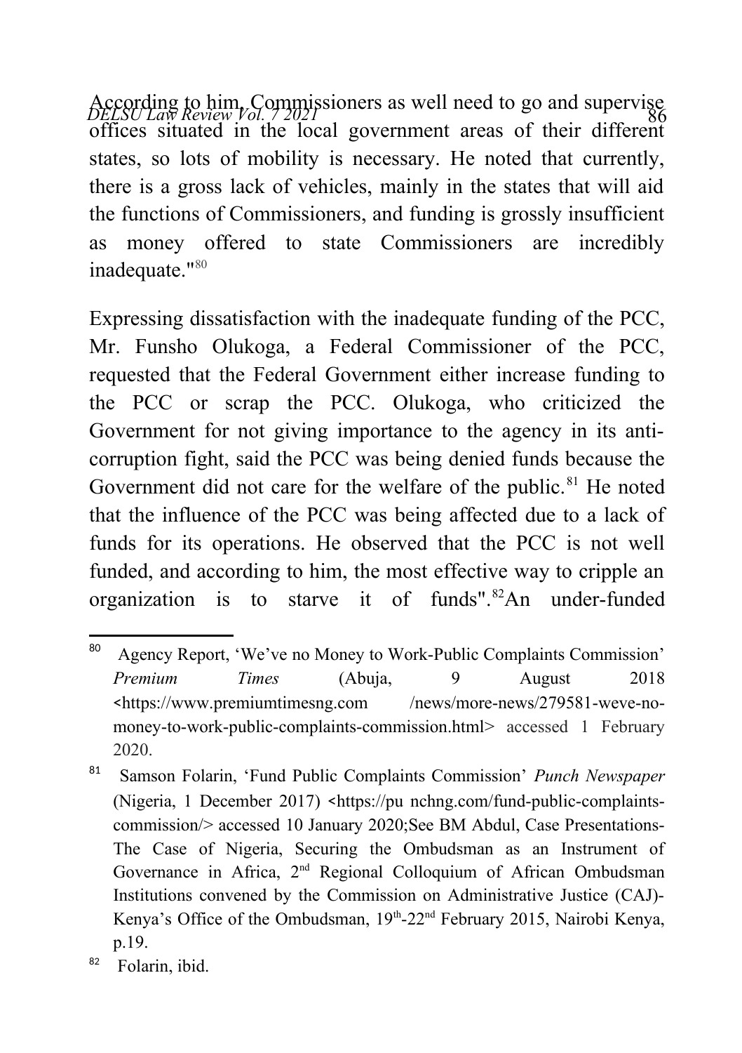According to him, Commissioners as well need to go and supervise offices situated in the local government areas of their different states, so lots of mobility is necessary. He noted that currently, there is a gross lack of vehicles, mainly in the states that will aid the functions of Commissioners, and funding is grossly insufficient as money offered to state Commissioners are incredibly inadequate."[80]

Expressing dissatisfaction with the inadequate funding of the PCC, Mr. Funsho Olukoga, a Federal Commissioner of the PCC, requested that the Federal Government either increase funding to the PCC or scrap the PCC. Olukoga, who criticized the Government for not giving importance to the agency in its anti-corruption fight, said the PCC was being denied funds because the Government did not care for the welfare of the public.[81] He noted that the influence of the PCC was being affected due to a lack of funds for its operations. He observed that the PCC is not well funded, and according to him, the most effective way to cripple an organization is to starve it of funds".[82]An under-funded

---

[80] Agency Report, 'We've no Money to Work-Public Complaints Commission' *Premium Times* (Abuja, 9 August 2018 <https://www.premiumtimesng.com /news/more-news/279581-weve-no-money-to-work-public-complaints-commission.html> accessed 1 February 2020.

[81] Samson Folarin, 'Fund Public Complaints Commission' *Punch Newspaper* (Nigeria, 1 December 2017) <https://pu nchng.com/fund-public-complaints-commission/> accessed 10 January 2020;See BM Abdul, Case Presentations-The Case of Nigeria, Securing the Ombudsman as an Instrument of Governance in Africa, 2nd Regional Colloquium of African Ombudsman Institutions convened by the Commission on Administrative Justice (CAJ)-Kenya's Office of the Ombudsman, 19th-22nd February 2015, Nairobi Kenya, p.19.

[82] Folarin, ibid.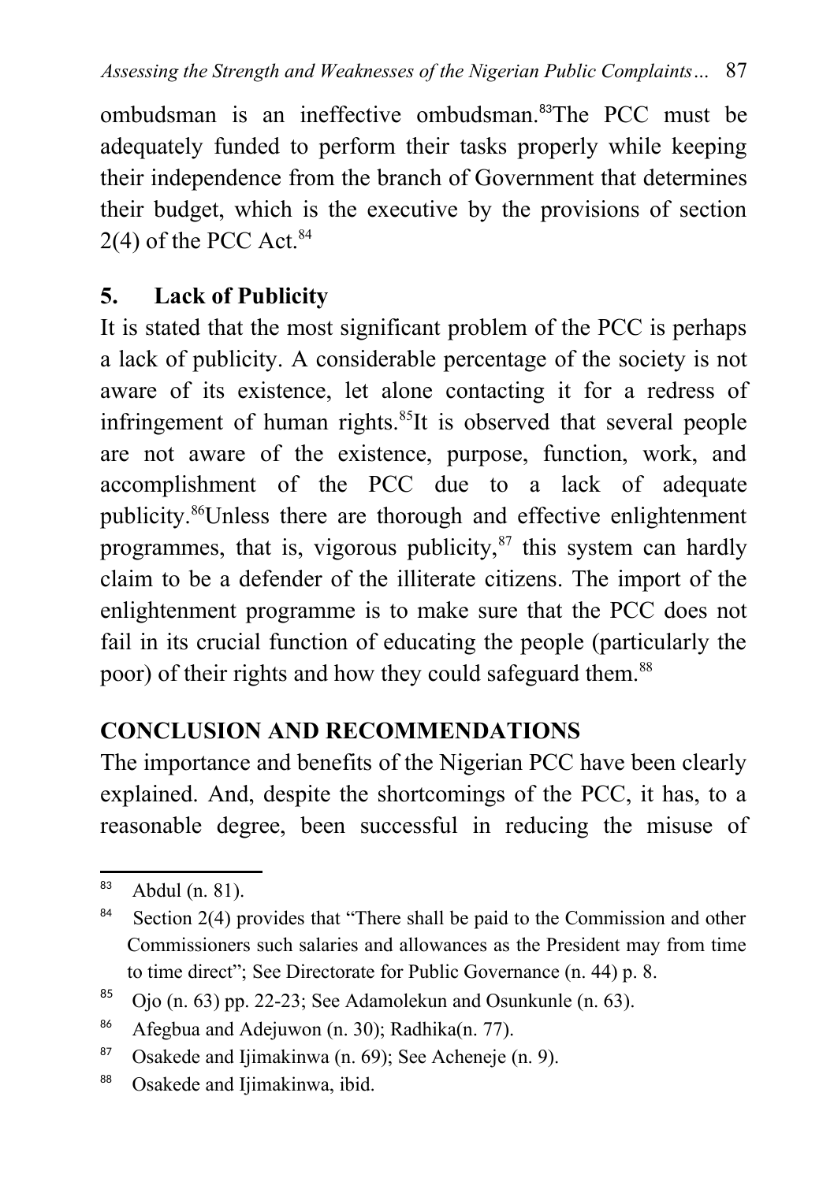ombudsman is an ineffective ombudsman.[83]The PCC must be adequately funded to perform their tasks properly while keeping their independence from the branch of Government that determines their budget, which is the executive by the provisions of section 2(4) of the PCC Act.[84]

### 5. Lack of Publicity

It is stated that the most significant problem of the PCC is perhaps a lack of publicity. A considerable percentage of the society is not aware of its existence, let alone contacting it for a redress of infringement of human rights.[85]It is observed that several people are not aware of the existence, purpose, function, work, and accomplishment of the PCC due to a lack of adequate publicity.[86]Unless there are thorough and effective enlightenment programmes, that is, vigorous publicity,[87] this system can hardly claim to be a defender of the illiterate citizens. The import of the enlightenment programme is to make sure that the PCC does not fail in its crucial function of educating the people (particularly the poor) of their rights and how they could safeguard them.[88]

## CONCLUSION AND RECOMMENDATIONS

The importance and benefits of the Nigerian PCC have been clearly explained. And, despite the shortcomings of the PCC, it has, to a reasonable degree, been successful in reducing the misuse of

---

[83] Abdul (n. 81).

[84] Section 2(4) provides that "There shall be paid to the Commission and other Commissioners such salaries and allowances as the President may from time to time direct"; See Directorate for Public Governance (n. 44) p. 8.

[85] Ojo (n. 63) pp. 22-23; See Adamolekun and Osunkunle (n. 63).

[86] Afegbua and Adejuwon (n. 30); Radhika(n. 77).

[87] Osakede and Ijimakinwa (n. 69); See Acheneje (n. 9).

[88] Osakede and Ijimakinwa, ibid.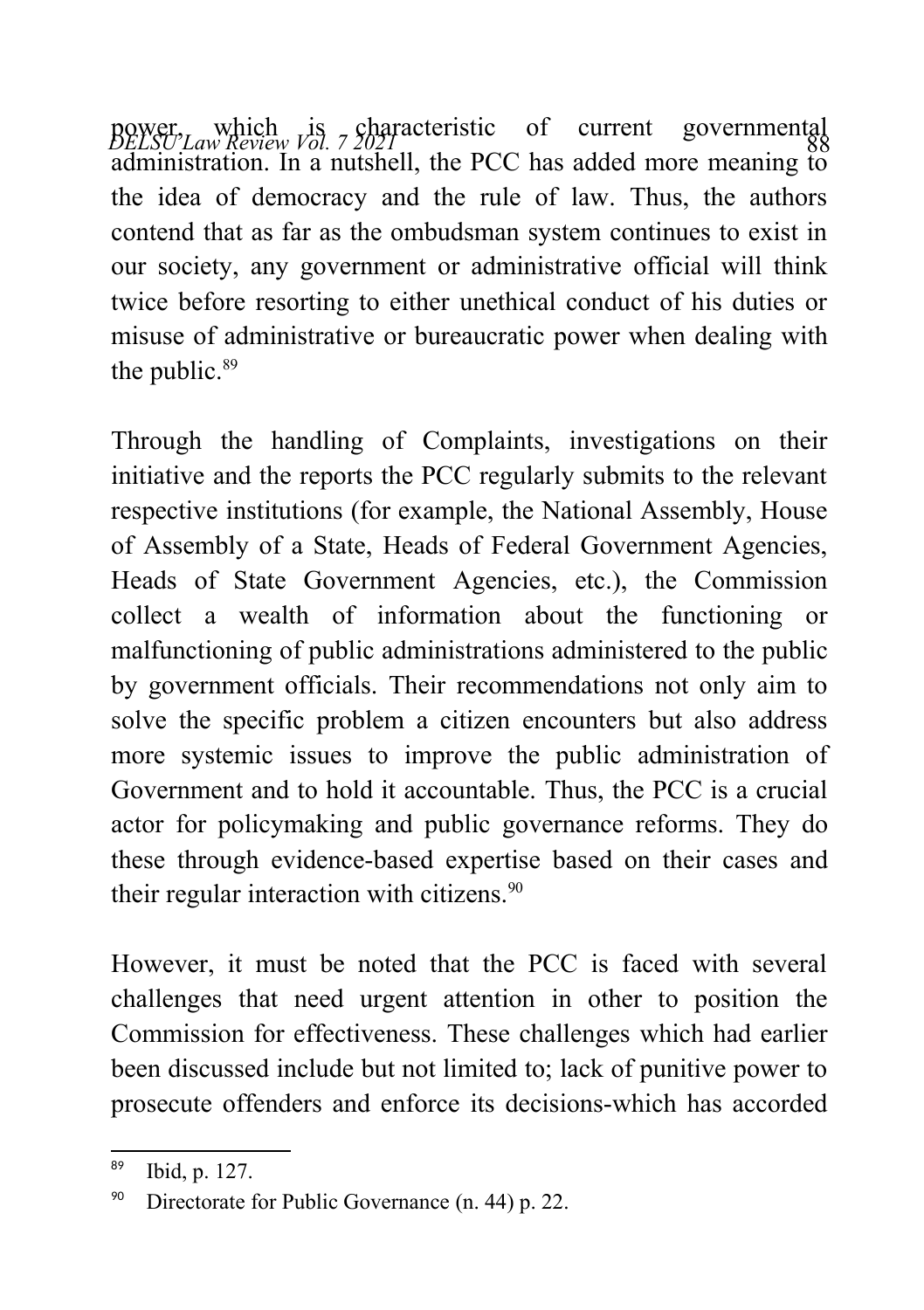power, which is characteristic of current governmental administration. In a nutshell, the PCC has added more meaning to the idea of democracy and the rule of law. Thus, the authors contend that as far as the ombudsman system continues to exist in our society, any government or administrative official will think twice before resorting to either unethical conduct of his duties or misuse of administrative or bureaucratic power when dealing with the public.[89]

Through the handling of Complaints, investigations on their initiative and the reports the PCC regularly submits to the relevant respective institutions (for example, the National Assembly, House of Assembly of a State, Heads of Federal Government Agencies, Heads of State Government Agencies, etc.), the Commission collect a wealth of information about the functioning or malfunctioning of public administrations administered to the public by government officials. Their recommendations not only aim to solve the specific problem a citizen encounters but also address more systemic issues to improve the public administration of Government and to hold it accountable. Thus, the PCC is a crucial actor for policymaking and public governance reforms. They do these through evidence-based expertise based on their cases and their regular interaction with citizens.[90]

However, it must be noted that the PCC is faced with several challenges that need urgent attention in other to position the Commission for effectiveness. These challenges which had earlier been discussed include but not limited to; lack of punitive power to prosecute offenders and enforce its decisions-which has accorded

---

[89] Ibid, p. 127.

[90] Directorate for Public Governance (n. 44) p. 22.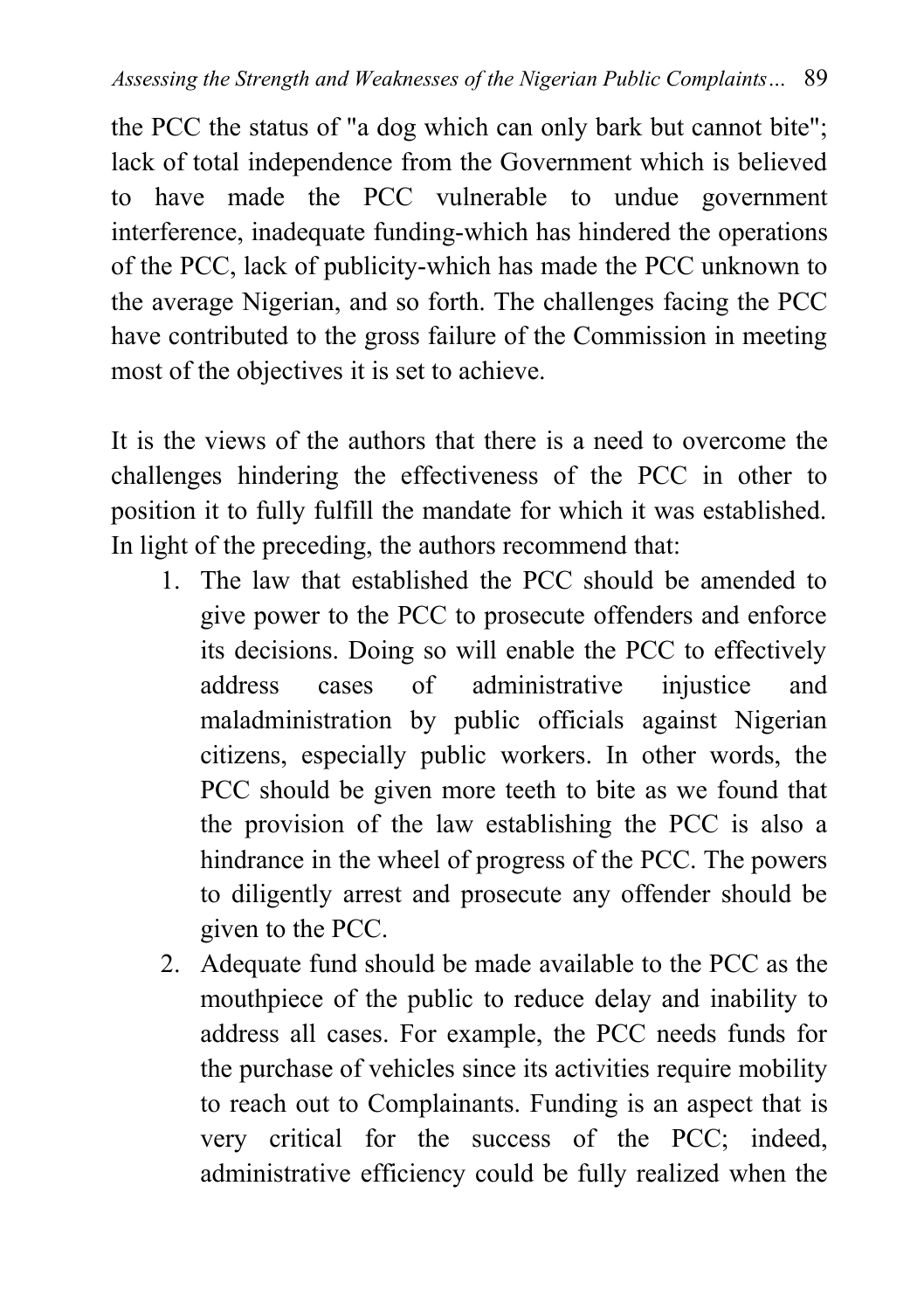the PCC the status of "a dog which can only bark but cannot bite"; lack of total independence from the Government which is believed to have made the PCC vulnerable to undue government interference, inadequate funding-which has hindered the operations of the PCC, lack of publicity-which has made the PCC unknown to the average Nigerian, and so forth. The challenges facing the PCC have contributed to the gross failure of the Commission in meeting most of the objectives it is set to achieve.

It is the views of the authors that there is a need to overcome the challenges hindering the effectiveness of the PCC in other to position it to fully fulfill the mandate for which it was established. In light of the preceding, the authors recommend that:

1. The law that established the PCC should be amended to give power to the PCC to prosecute offenders and enforce its decisions. Doing so will enable the PCC to effectively address cases of administrative injustice and maladministration by public officials against Nigerian citizens, especially public workers. In other words, the PCC should be given more teeth to bite as we found that the provision of the law establishing the PCC is also a hindrance in the wheel of progress of the PCC. The powers to diligently arrest and prosecute any offender should be given to the PCC.
2. Adequate fund should be made available to the PCC as the mouthpiece of the public to reduce delay and inability to address all cases. For example, the PCC needs funds for the purchase of vehicles since its activities require mobility to reach out to Complainants. Funding is an aspect that is very critical for the success of the PCC; indeed, administrative efficiency could be fully realized when the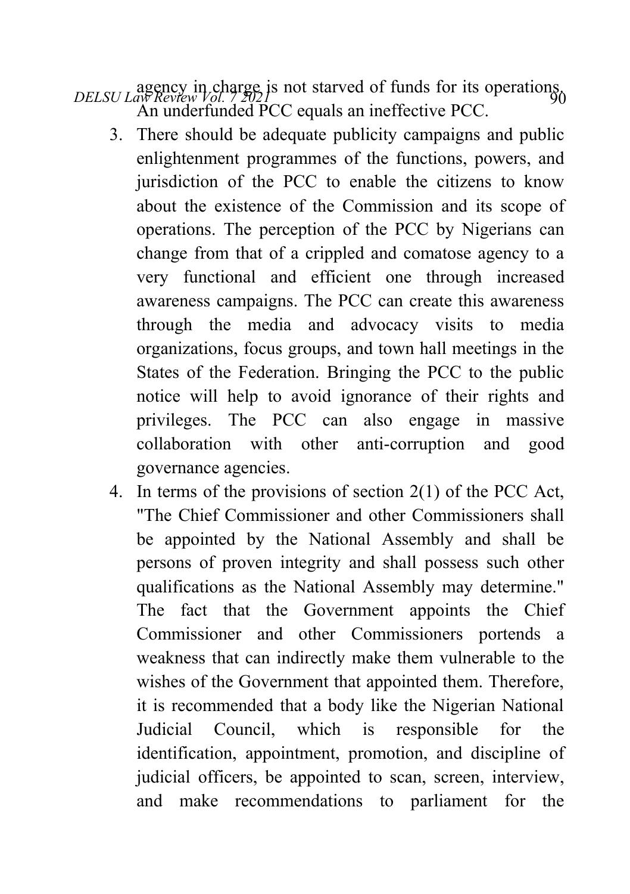agency in charge is not starved of funds for its operations. An underfunded PCC equals an ineffective PCC.

3. There should be adequate publicity campaigns and public enlightenment programmes of the functions, powers, and jurisdiction of the PCC to enable the citizens to know about the existence of the Commission and its scope of operations. The perception of the PCC by Nigerians can change from that of a crippled and comatose agency to a very functional and efficient one through increased awareness campaigns. The PCC can create this awareness through the media and advocacy visits to media organizations, focus groups, and town hall meetings in the States of the Federation. Bringing the PCC to the public notice will help to avoid ignorance of their rights and privileges. The PCC can also engage in massive collaboration with other anti-corruption and good governance agencies.
4. In terms of the provisions of section 2(1) of the PCC Act, "The Chief Commissioner and other Commissioners shall be appointed by the National Assembly and shall be persons of proven integrity and shall possess such other qualifications as the National Assembly may determine." The fact that the Government appoints the Chief Commissioner and other Commissioners portends a weakness that can indirectly make them vulnerable to the wishes of the Government that appointed them. Therefore, it is recommended that a body like the Nigerian National Judicial Council, which is responsible for the identification, appointment, promotion, and discipline of judicial officers, be appointed to scan, screen, interview, and make recommendations to parliament for the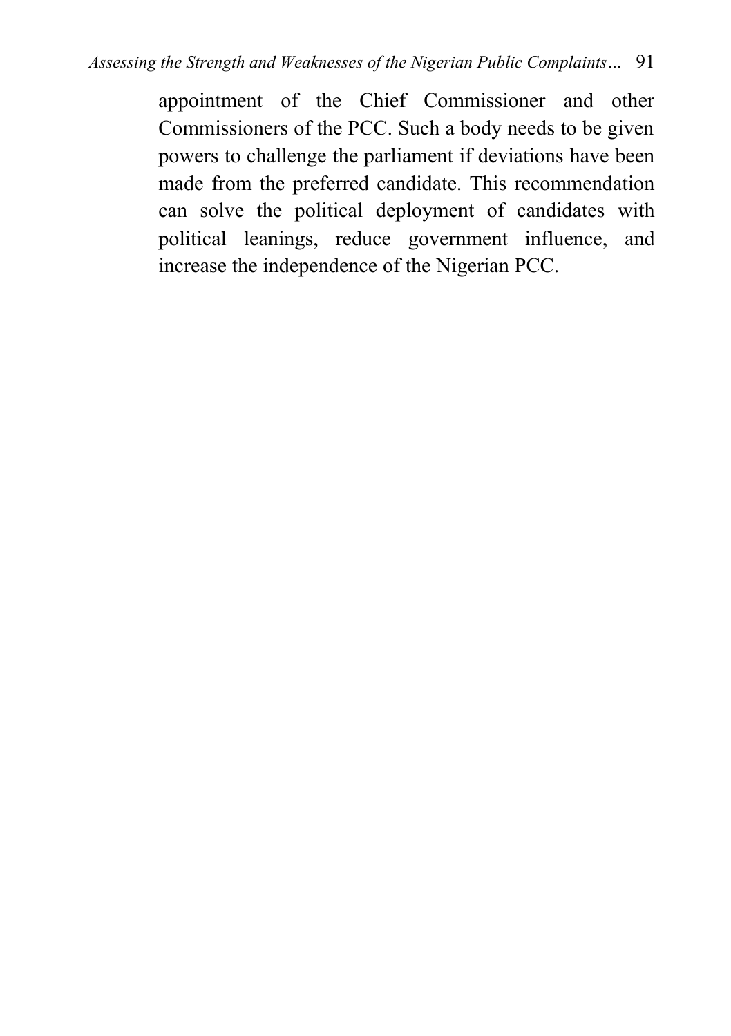appointment of the Chief Commissioner and other Commissioners of the PCC. Such a body needs to be given powers to challenge the parliament if deviations have been made from the preferred candidate. This recommendation can solve the political deployment of candidates with political leanings, reduce government influence, and increase the independence of the Nigerian PCC.